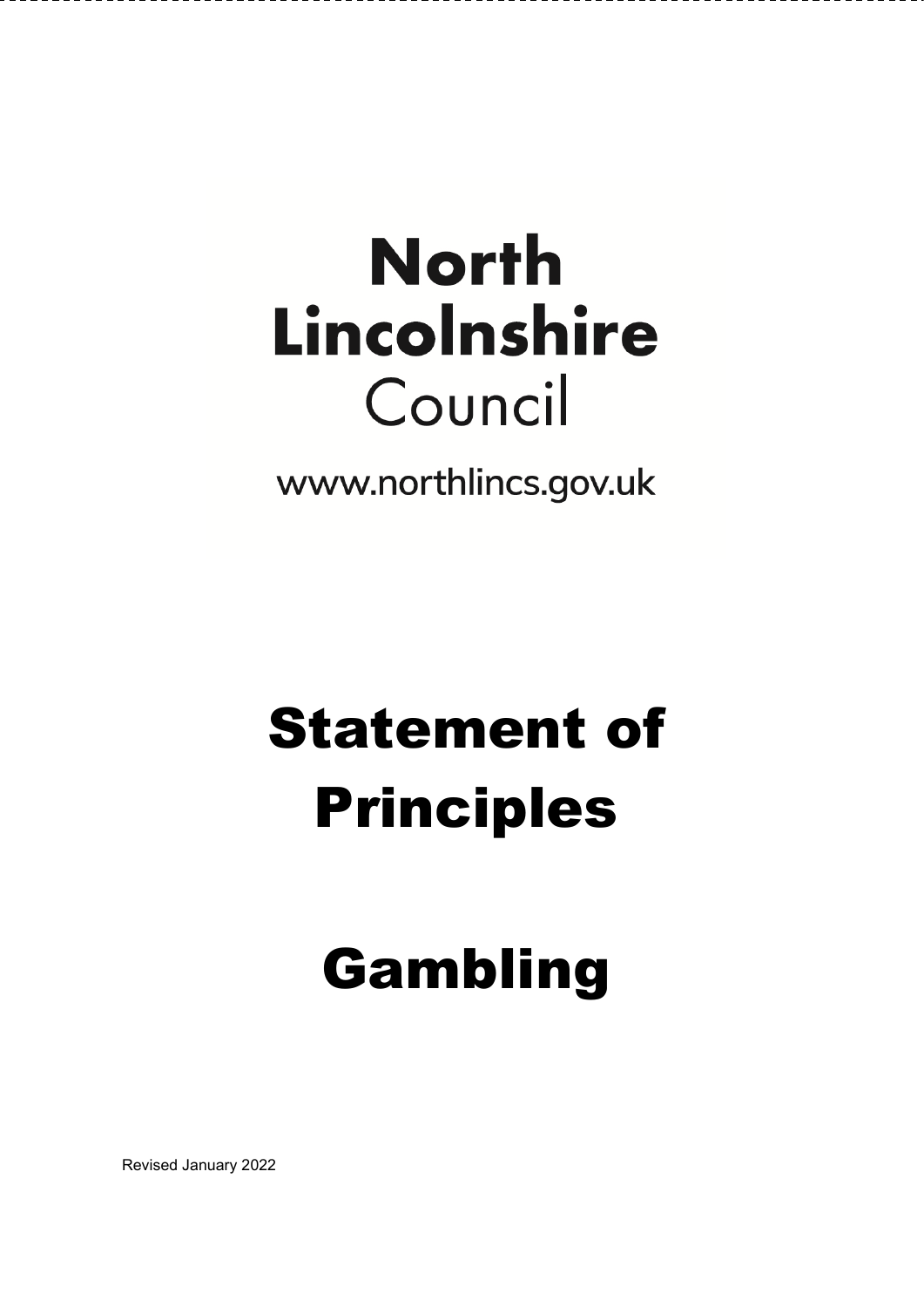**North Lincolnshire**
Council

www.northlincs.gov.uk

# Statement of Principles

# Gambling

Revised January 2022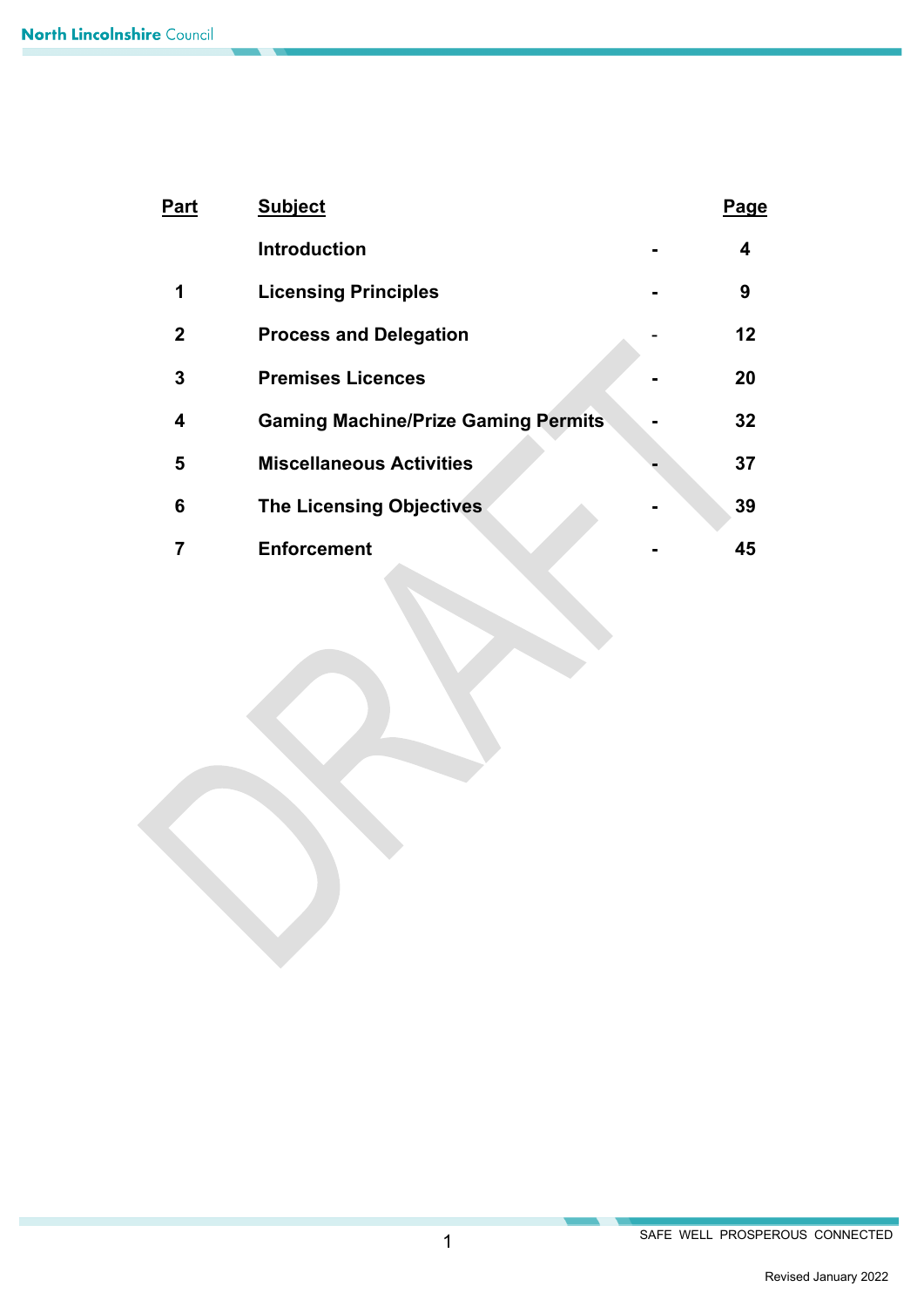| Part | Subject | | Page |
|---|---|---|---|
| | **Introduction** | - | **4** |
| **1** | **Licensing Principles** | - | **9** |
| **2** | **Process and Delegation** | - | **12** |
| **3** | **Premises Licences** | - | **20** |
| **4** | **Gaming Machine/Prize Gaming Permits** | - | **32** |
| **5** | **Miscellaneous Activities** | - | **37** |
| **6** | **The Licensing Objectives** | - | **39** |
| **7** | **Enforcement** | - | **45** |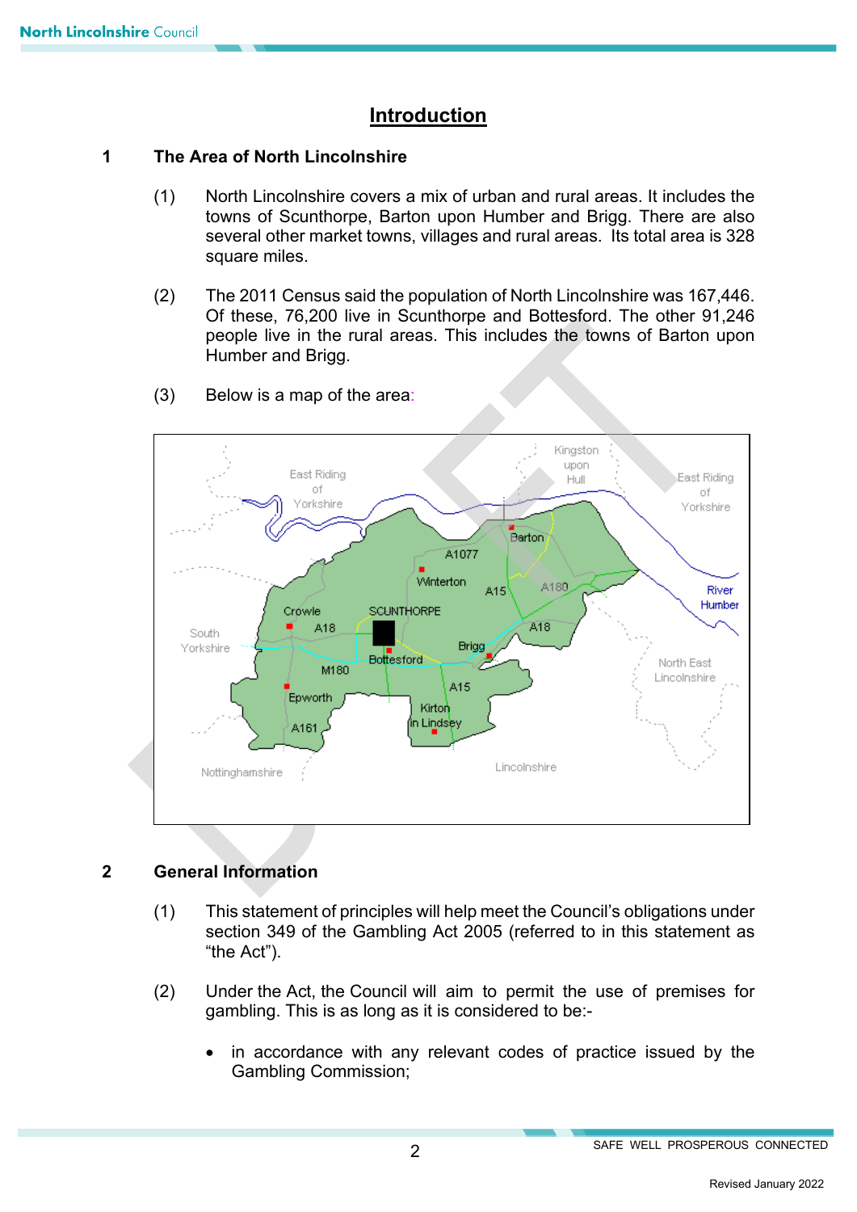# Introduction

## 1 The Area of North Lincolnshire

(1) North Lincolnshire covers a mix of urban and rural areas. It includes the towns of Scunthorpe, Barton upon Humber and Brigg. There are also several other market towns, villages and rural areas. Its total area is 328 square miles.

(2) The 2011 Census said the population of North Lincolnshire was 167,446. Of these, 76,200 live in Scunthorpe and Bottesford. The other 91,246 people live in the rural areas. This includes the towns of Barton upon Humber and Brigg.

(3) Below is a map of the area:

## 2 General Information

(1) This statement of principles will help meet the Council's obligations under section 349 of the Gambling Act 2005 (referred to in this statement as "the Act").

(2) Under the Act, the Council will aim to permit the use of premises for gambling. This is as long as it is considered to be:-

- in accordance with any relevant codes of practice issued by the Gambling Commission;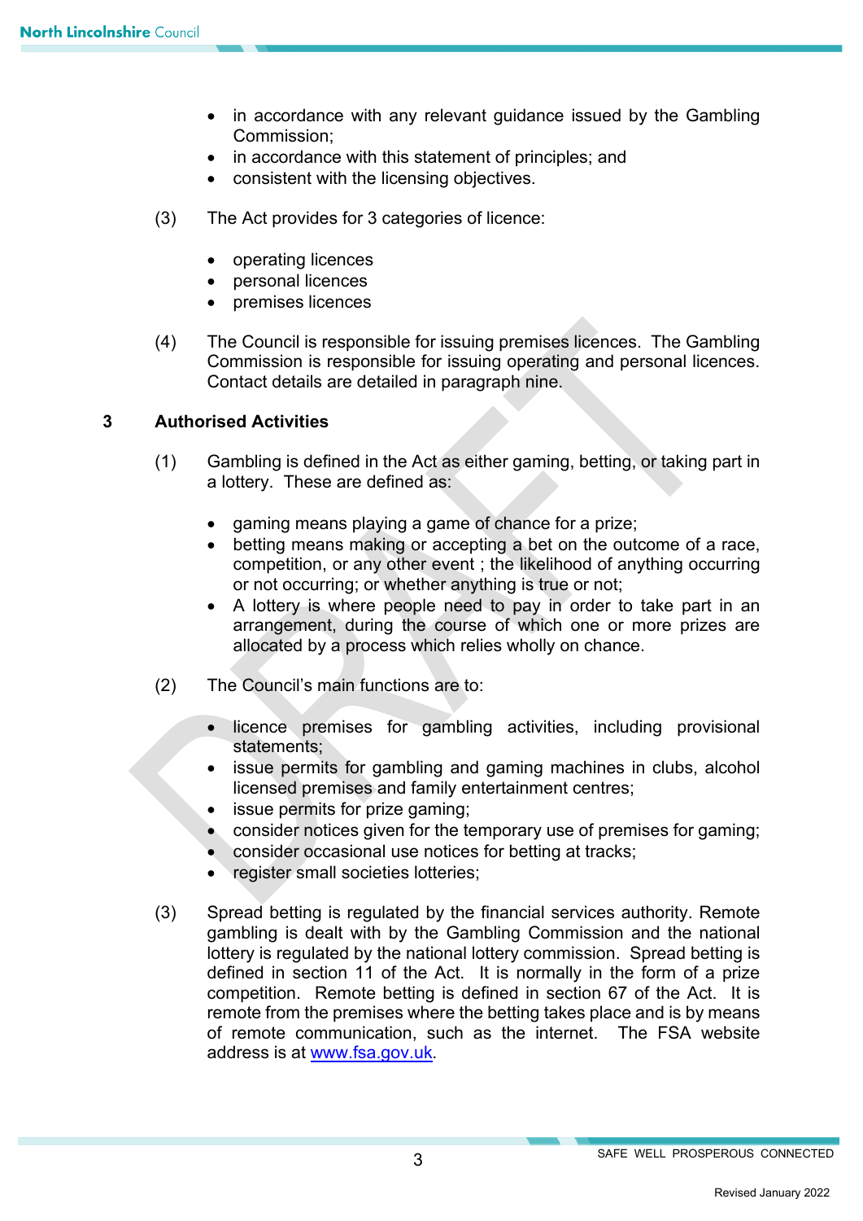- in accordance with any relevant guidance issued by the Gambling Commission;
- in accordance with this statement of principles; and
- consistent with the licensing objectives.

(3) The Act provides for 3 categories of licence:

- operating licences
- personal licences
- premises licences

(4) The Council is responsible for issuing premises licences. The Gambling Commission is responsible for issuing operating and personal licences. Contact details are detailed in paragraph nine.

## 3 Authorised Activities

(1) Gambling is defined in the Act as either gaming, betting, or taking part in a lottery. These are defined as:

- gaming means playing a game of chance for a prize;
- betting means making or accepting a bet on the outcome of a race, competition, or any other event ; the likelihood of anything occurring or not occurring; or whether anything is true or not;
- A lottery is where people need to pay in order to take part in an arrangement, during the course of which one or more prizes are allocated by a process which relies wholly on chance.

(2) The Council's main functions are to:

- licence premises for gambling activities, including provisional statements;
- issue permits for gambling and gaming machines in clubs, alcohol licensed premises and family entertainment centres;
- issue permits for prize gaming;
- consider notices given for the temporary use of premises for gaming;
- consider occasional use notices for betting at tracks;
- register small societies lotteries;

(3) Spread betting is regulated by the financial services authority. Remote gambling is dealt with by the Gambling Commission and the national lottery is regulated by the national lottery commission. Spread betting is defined in section 11 of the Act. It is normally in the form of a prize competition. Remote betting is defined in section 67 of the Act. It is remote from the premises where the betting takes place and is by means of remote communication, such as the internet. The FSA website address is at [www.fsa.gov.uk](http://www.fsa.gov.uk).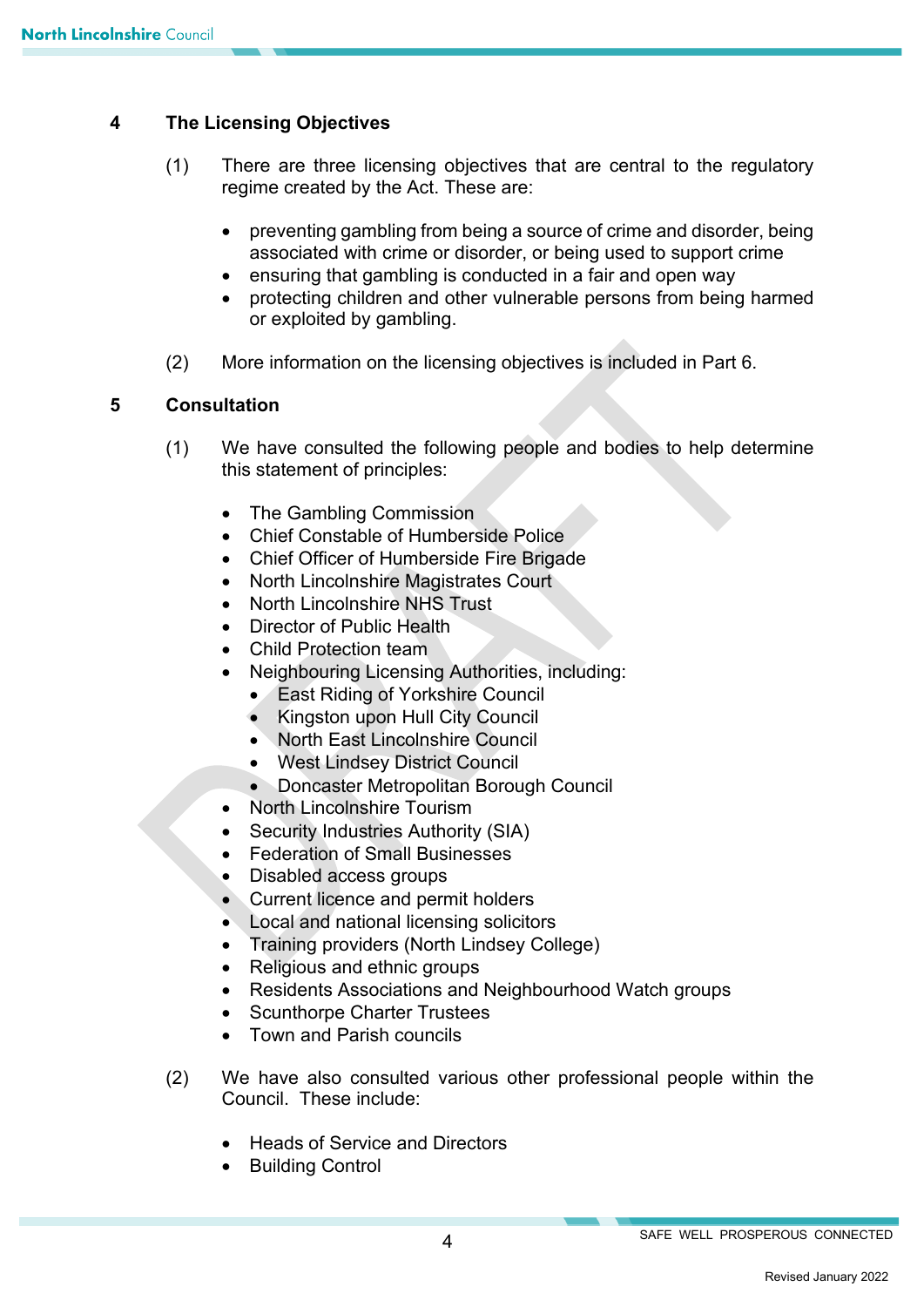## 4 The Licensing Objectives

(1) There are three licensing objectives that are central to the regulatory regime created by the Act. These are:

- preventing gambling from being a source of crime and disorder, being associated with crime or disorder, or being used to support crime
- ensuring that gambling is conducted in a fair and open way
- protecting children and other vulnerable persons from being harmed or exploited by gambling.

(2) More information on the licensing objectives is included in Part 6.

## 5 Consultation

(1) We have consulted the following people and bodies to help determine this statement of principles:

- The Gambling Commission
- Chief Constable of Humberside Police
- Chief Officer of Humberside Fire Brigade
- North Lincolnshire Magistrates Court
- North Lincolnshire NHS Trust
- Director of Public Health
- Child Protection team
- Neighbouring Licensing Authorities, including:
  - East Riding of Yorkshire Council
  - Kingston upon Hull City Council
  - North East Lincolnshire Council
  - West Lindsey District Council
  - Doncaster Metropolitan Borough Council
- North Lincolnshire Tourism
- Security Industries Authority (SIA)
- Federation of Small Businesses
- Disabled access groups
- Current licence and permit holders
- Local and national licensing solicitors
- Training providers (North Lindsey College)
- Religious and ethnic groups
- Residents Associations and Neighbourhood Watch groups
- Scunthorpe Charter Trustees
- Town and Parish councils

(2) We have also consulted various other professional people within the Council. These include:

- Heads of Service and Directors
- Building Control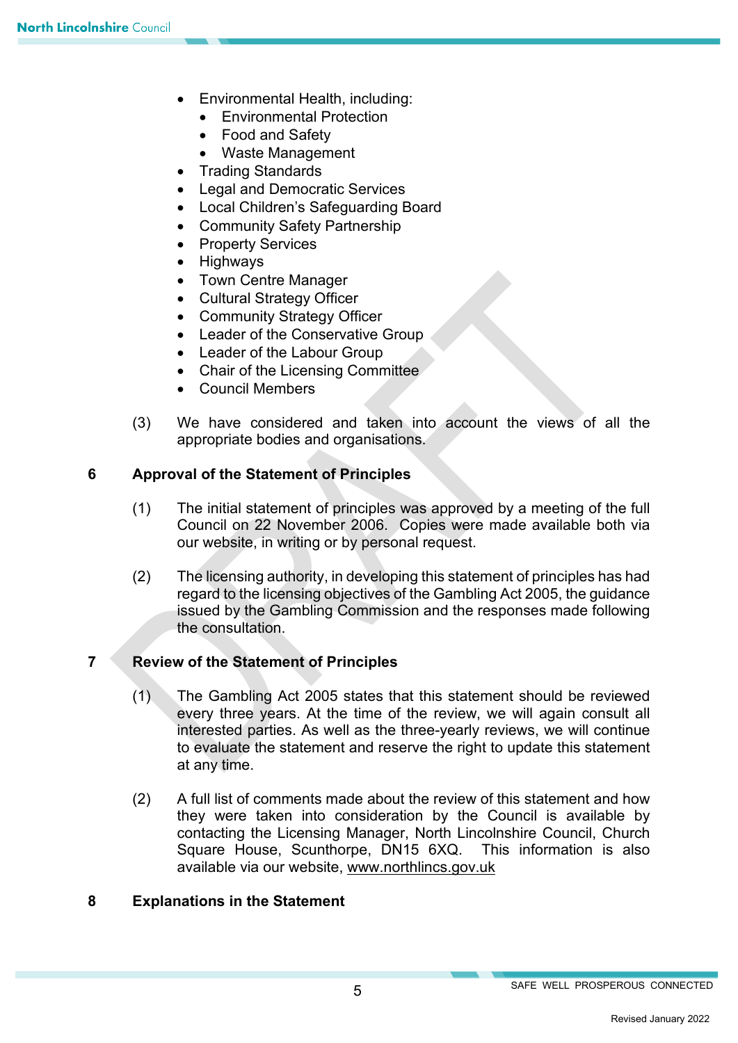- Environmental Health, including:
    - Environmental Protection
    - Food and Safety
    - Waste Management
- Trading Standards
- Legal and Democratic Services
- Local Children's Safeguarding Board
- Community Safety Partnership
- Property Services
- Highways
- Town Centre Manager
- Cultural Strategy Officer
- Community Strategy Officer
- Leader of the Conservative Group
- Leader of the Labour Group
- Chair of the Licensing Committee
- Council Members

(3) We have considered and taken into account the views of all the appropriate bodies and organisations.

## 6 Approval of the Statement of Principles

(1) The initial statement of principles was approved by a meeting of the full Council on 22 November 2006. Copies were made available both via our website, in writing or by personal request.

(2) The licensing authority, in developing this statement of principles has had regard to the licensing objectives of the Gambling Act 2005, the guidance issued by the Gambling Commission and the responses made following the consultation.

## 7 Review of the Statement of Principles

(1) The Gambling Act 2005 states that this statement should be reviewed every three years. At the time of the review, we will again consult all interested parties. As well as the three-yearly reviews, we will continue to evaluate the statement and reserve the right to update this statement at any time.

(2) A full list of comments made about the review of this statement and how they were taken into consideration by the Council is available by contacting the Licensing Manager, North Lincolnshire Council, Church Square House, Scunthorpe, DN15 6XQ. This information is also available via our website, www.northlincs.gov.uk

## 8 Explanations in the Statement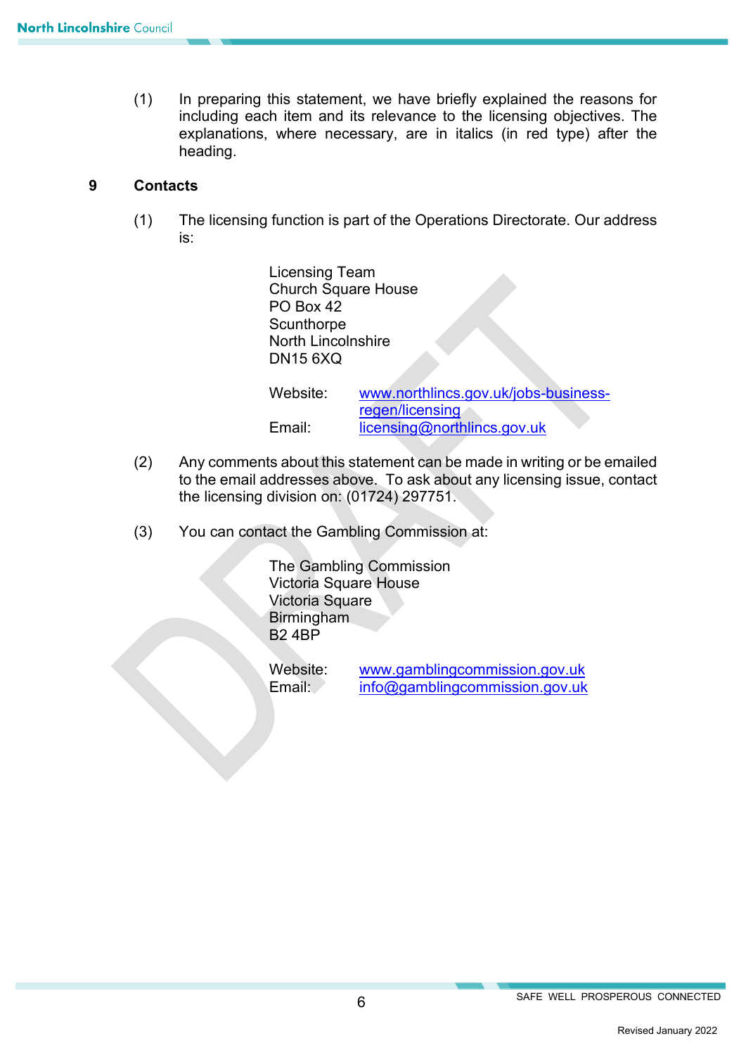(1) In preparing this statement, we have briefly explained the reasons for including each item and its relevance to the licensing objectives. The explanations, where necessary, are in italics (in red type) after the heading.

## 9 Contacts

(1) The licensing function is part of the Operations Directorate. Our address is:

Licensing Team
Church Square House
PO Box 42
Scunthorpe
North Lincolnshire
DN15 6XQ

Website: www.northlincs.gov.uk/jobs-business-regen/licensing
Email: licensing@northlincs.gov.uk

(2) Any comments about this statement can be made in writing or be emailed to the email addresses above. To ask about any licensing issue, contact the licensing division on: (01724) 297751.

(3) You can contact the Gambling Commission at:

The Gambling Commission
Victoria Square House
Victoria Square
Birmingham
B2 4BP

Website: www.gamblingcommission.gov.uk
Email: info@gamblingcommission.gov.uk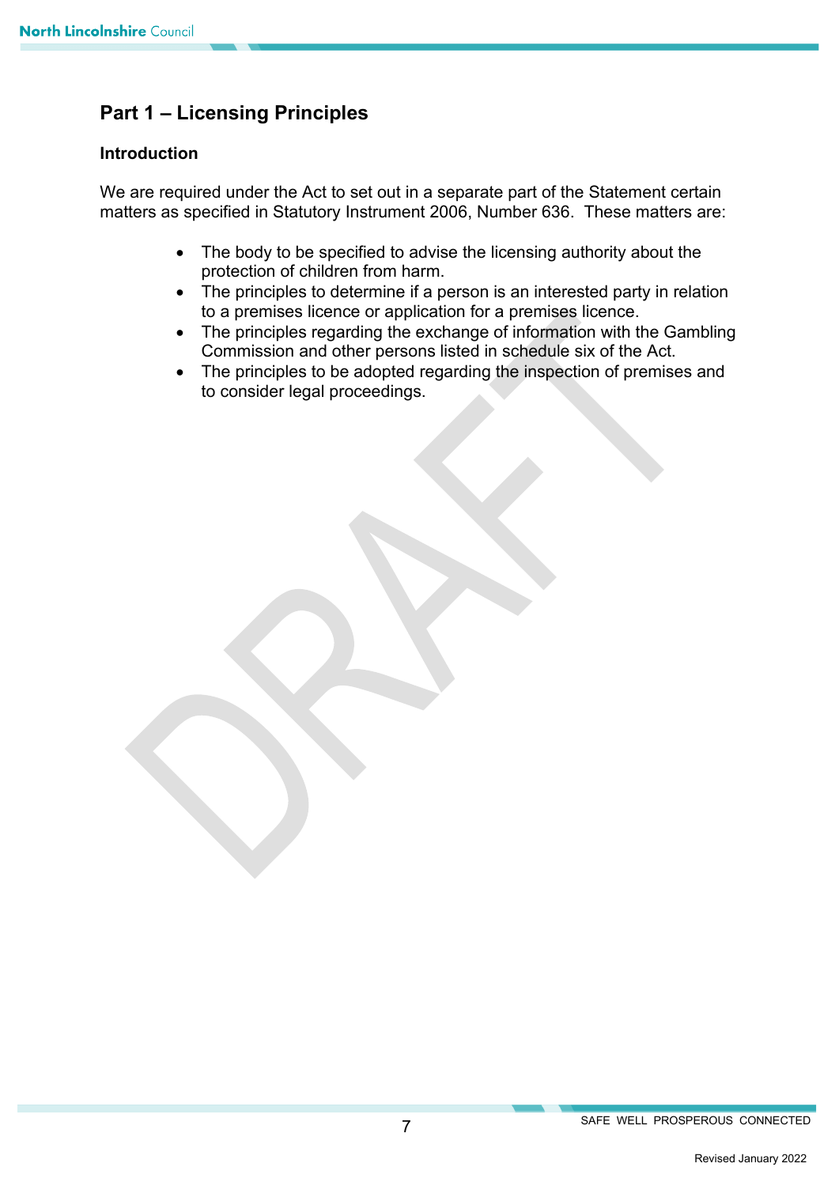# Part 1 – Licensing Principles

## Introduction

We are required under the Act to set out in a separate part of the Statement certain matters as specified in Statutory Instrument 2006, Number 636. These matters are:

- The body to be specified to advise the licensing authority about the protection of children from harm.
- The principles to determine if a person is an interested party in relation to a premises licence or application for a premises licence.
- The principles regarding the exchange of information with the Gambling Commission and other persons listed in schedule six of the Act.
- The principles to be adopted regarding the inspection of premises and to consider legal proceedings.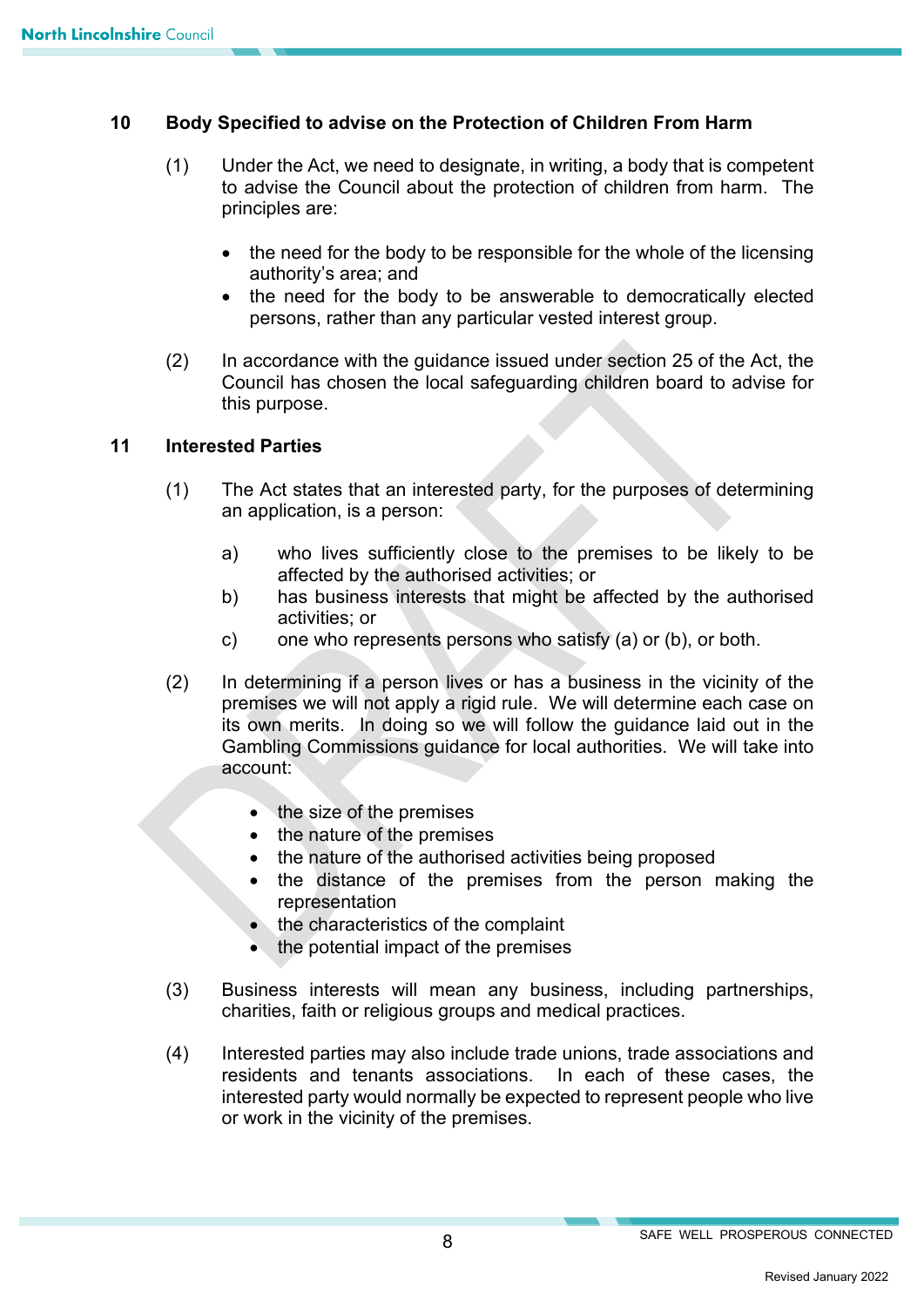## 10 Body Specified to advise on the Protection of Children From Harm

(1) Under the Act, we need to designate, in writing, a body that is competent to advise the Council about the protection of children from harm. The principles are:

- the need for the body to be responsible for the whole of the licensing authority's area; and
- the need for the body to be answerable to democratically elected persons, rather than any particular vested interest group.

(2) In accordance with the guidance issued under section 25 of the Act, the Council has chosen the local safeguarding children board to advise for this purpose.

## 11 Interested Parties

(1) The Act states that an interested party, for the purposes of determining an application, is a person:

a) who lives sufficiently close to the premises to be likely to be affected by the authorised activities; or
b) has business interests that might be affected by the authorised activities; or
c) one who represents persons who satisfy (a) or (b), or both.

(2) In determining if a person lives or has a business in the vicinity of the premises we will not apply a rigid rule. We will determine each case on its own merits. In doing so we will follow the guidance laid out in the Gambling Commissions guidance for local authorities. We will take into account:

- the size of the premises
- the nature of the premises
- the nature of the authorised activities being proposed
- the distance of the premises from the person making the representation
- the characteristics of the complaint
- the potential impact of the premises

(3) Business interests will mean any business, including partnerships, charities, faith or religious groups and medical practices.

(4) Interested parties may also include trade unions, trade associations and residents and tenants associations. In each of these cases, the interested party would normally be expected to represent people who live or work in the vicinity of the premises.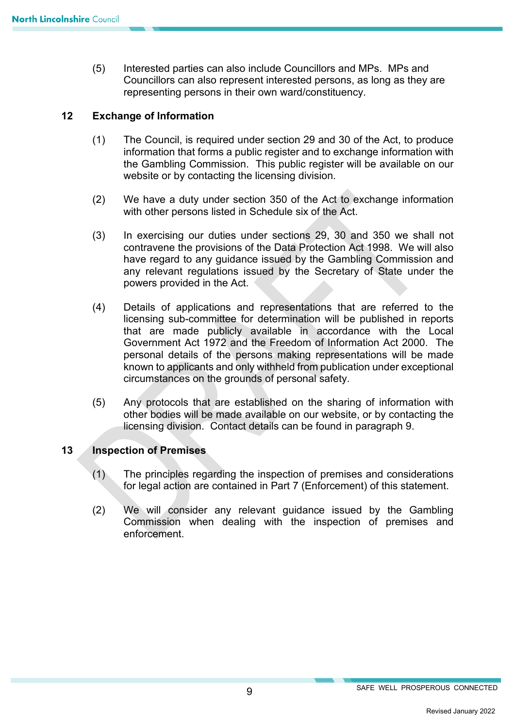(5) Interested parties can also include Councillors and MPs. MPs and Councillors can also represent interested persons, as long as they are representing persons in their own ward/constituency.

## 12 Exchange of Information

(1) The Council, is required under section 29 and 30 of the Act, to produce information that forms a public register and to exchange information with the Gambling Commission. This public register will be available on our website or by contacting the licensing division.

(2) We have a duty under section 350 of the Act to exchange information with other persons listed in Schedule six of the Act.

(3) In exercising our duties under sections 29, 30 and 350 we shall not contravene the provisions of the Data Protection Act 1998. We will also have regard to any guidance issued by the Gambling Commission and any relevant regulations issued by the Secretary of State under the powers provided in the Act.

(4) Details of applications and representations that are referred to the licensing sub-committee for determination will be published in reports that are made publicly available in accordance with the Local Government Act 1972 and the Freedom of Information Act 2000. The personal details of the persons making representations will be made known to applicants and only withheld from publication under exceptional circumstances on the grounds of personal safety.

(5) Any protocols that are established on the sharing of information with other bodies will be made available on our website, or by contacting the licensing division. Contact details can be found in paragraph 9.

## 13 Inspection of Premises

(1) The principles regarding the inspection of premises and considerations for legal action are contained in Part 7 (Enforcement) of this statement.

(2) We will consider any relevant guidance issued by the Gambling Commission when dealing with the inspection of premises and enforcement.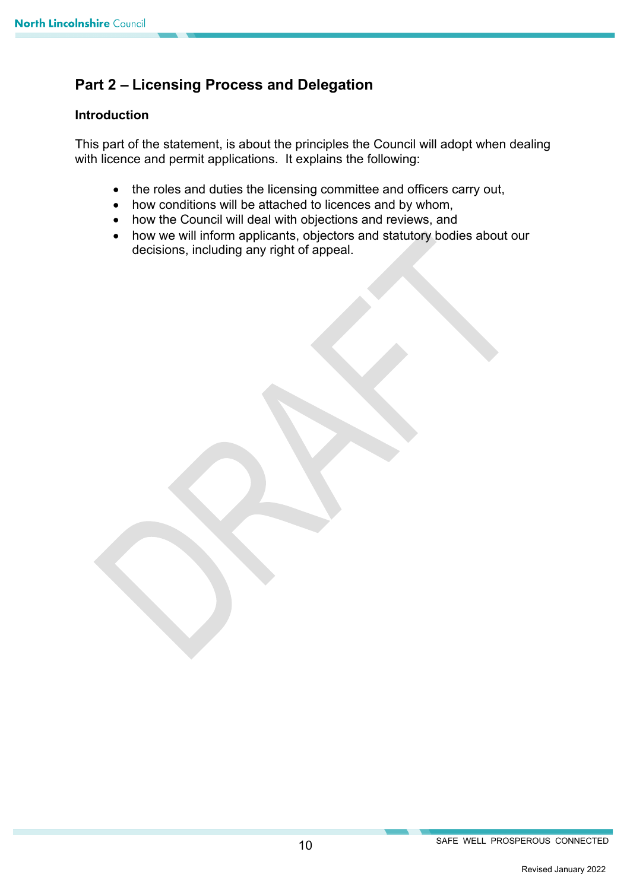## Part 2 – Licensing Process and Delegation

### Introduction

This part of the statement, is about the principles the Council will adopt when dealing with licence and permit applications. It explains the following:

- the roles and duties the licensing committee and officers carry out,
- how conditions will be attached to licences and by whom,
- how the Council will deal with objections and reviews, and
- how we will inform applicants, objectors and statutory bodies about our decisions, including any right of appeal.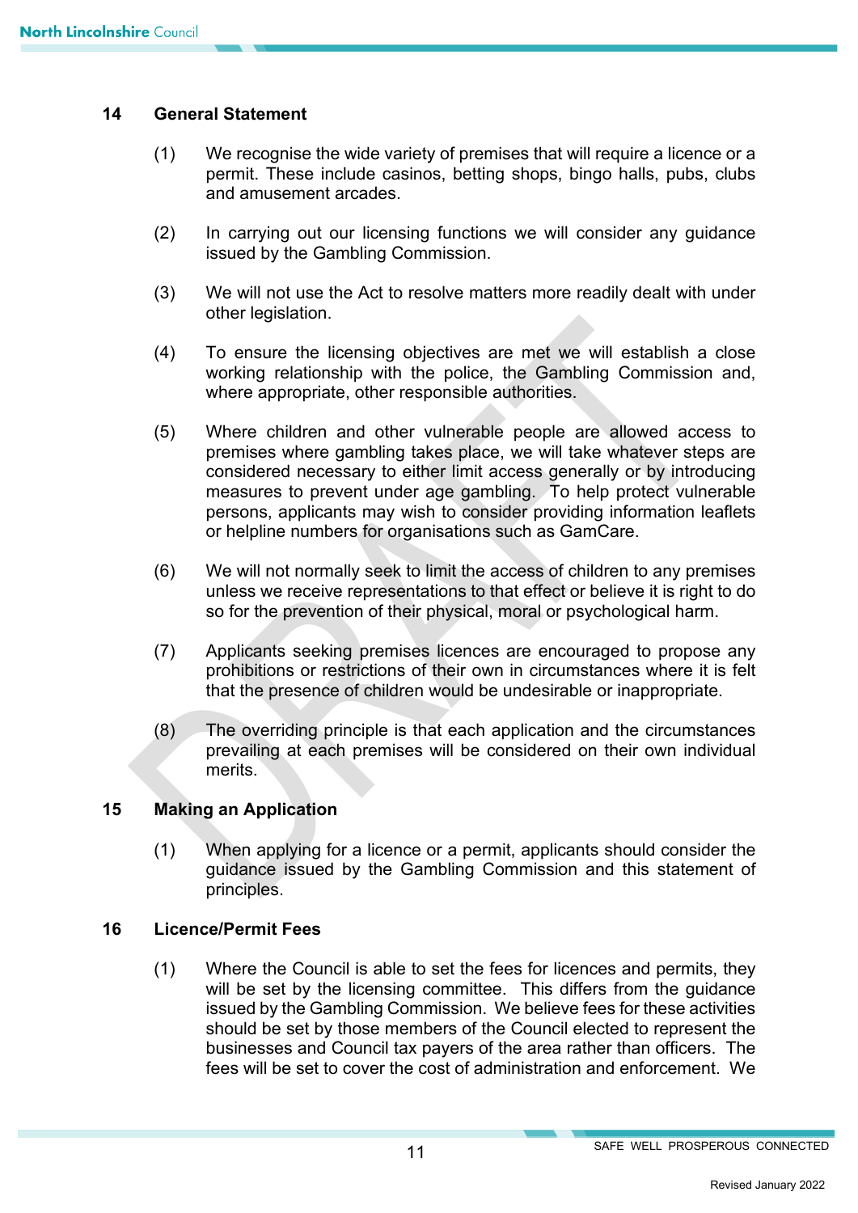## 14 General Statement

(1) We recognise the wide variety of premises that will require a licence or a permit. These include casinos, betting shops, bingo halls, pubs, clubs and amusement arcades.

(2) In carrying out our licensing functions we will consider any guidance issued by the Gambling Commission.

(3) We will not use the Act to resolve matters more readily dealt with under other legislation.

(4) To ensure the licensing objectives are met we will establish a close working relationship with the police, the Gambling Commission and, where appropriate, other responsible authorities.

(5) Where children and other vulnerable people are allowed access to premises where gambling takes place, we will take whatever steps are considered necessary to either limit access generally or by introducing measures to prevent under age gambling. To help protect vulnerable persons, applicants may wish to consider providing information leaflets or helpline numbers for organisations such as GamCare.

(6) We will not normally seek to limit the access of children to any premises unless we receive representations to that effect or believe it is right to do so for the prevention of their physical, moral or psychological harm.

(7) Applicants seeking premises licences are encouraged to propose any prohibitions or restrictions of their own in circumstances where it is felt that the presence of children would be undesirable or inappropriate.

(8) The overriding principle is that each application and the circumstances prevailing at each premises will be considered on their own individual merits.

## 15 Making an Application

(1) When applying for a licence or a permit, applicants should consider the guidance issued by the Gambling Commission and this statement of principles.

## 16 Licence/Permit Fees

(1) Where the Council is able to set the fees for licences and permits, they will be set by the licensing committee. This differs from the guidance issued by the Gambling Commission. We believe fees for these activities should be set by those members of the Council elected to represent the businesses and Council tax payers of the area rather than officers. The fees will be set to cover the cost of administration and enforcement. We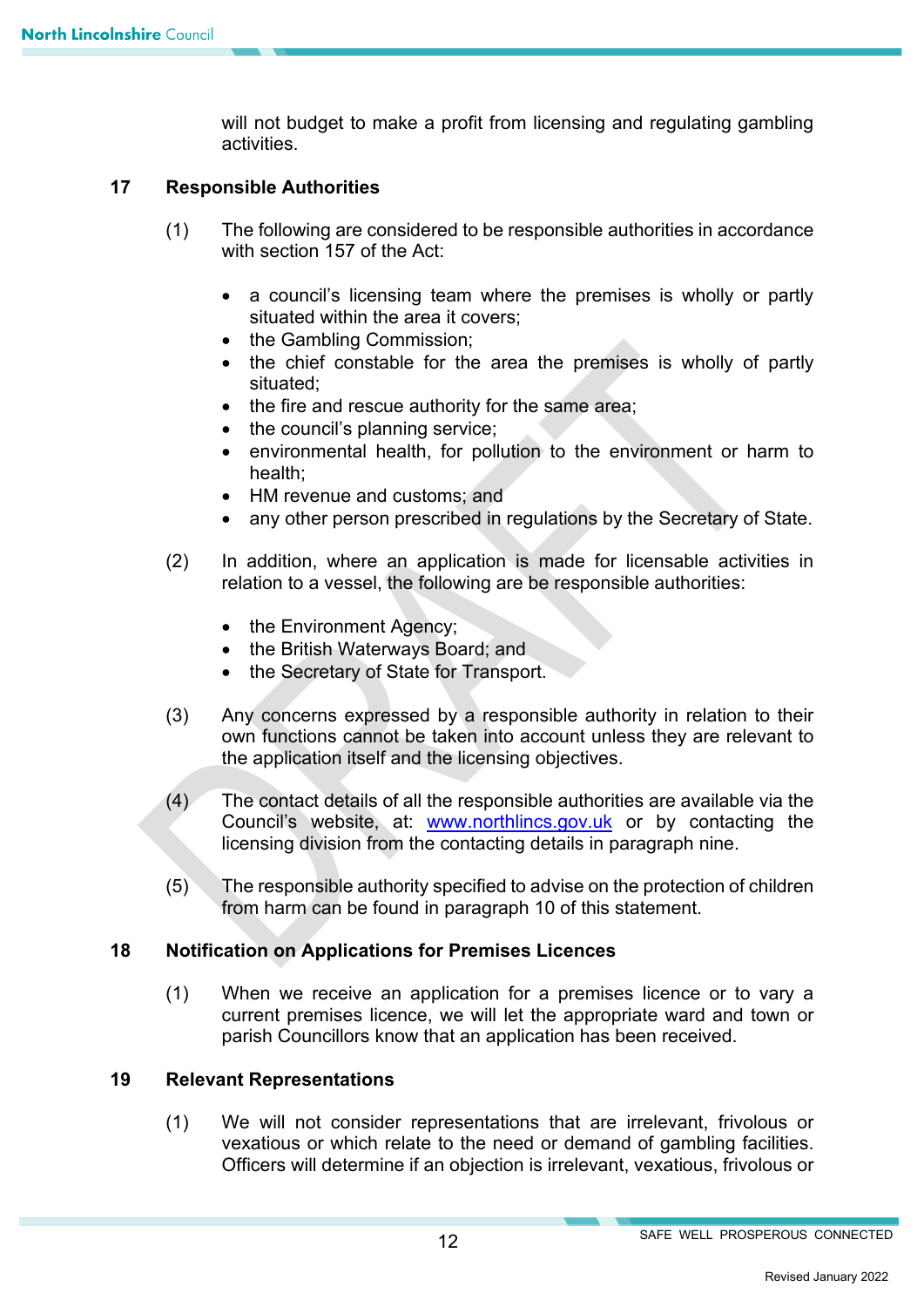will not budget to make a profit from licensing and regulating gambling activities.

## 17 Responsible Authorities

(1) The following are considered to be responsible authorities in accordance with section 157 of the Act:

- a council's licensing team where the premises is wholly or partly situated within the area it covers;
- the Gambling Commission;
- the chief constable for the area the premises is wholly of partly situated;
- the fire and rescue authority for the same area;
- the council's planning service;
- environmental health, for pollution to the environment or harm to health;
- HM revenue and customs; and
- any other person prescribed in regulations by the Secretary of State.

(2) In addition, where an application is made for licensable activities in relation to a vessel, the following are be responsible authorities:

- the Environment Agency;
- the British Waterways Board; and
- the Secretary of State for Transport.

(3) Any concerns expressed by a responsible authority in relation to their own functions cannot be taken into account unless they are relevant to the application itself and the licensing objectives.

(4) The contact details of all the responsible authorities are available via the Council's website, at: [www.northlincs.gov.uk](http://www.northlincs.gov.uk) or by contacting the licensing division from the contacting details in paragraph nine.

(5) The responsible authority specified to advise on the protection of children from harm can be found in paragraph 10 of this statement.

## 18 Notification on Applications for Premises Licences

(1) When we receive an application for a premises licence or to vary a current premises licence, we will let the appropriate ward and town or parish Councillors know that an application has been received.

## 19 Relevant Representations

(1) We will not consider representations that are irrelevant, frivolous or vexatious or which relate to the need or demand of gambling facilities. Officers will determine if an objection is irrelevant, vexatious, frivolous or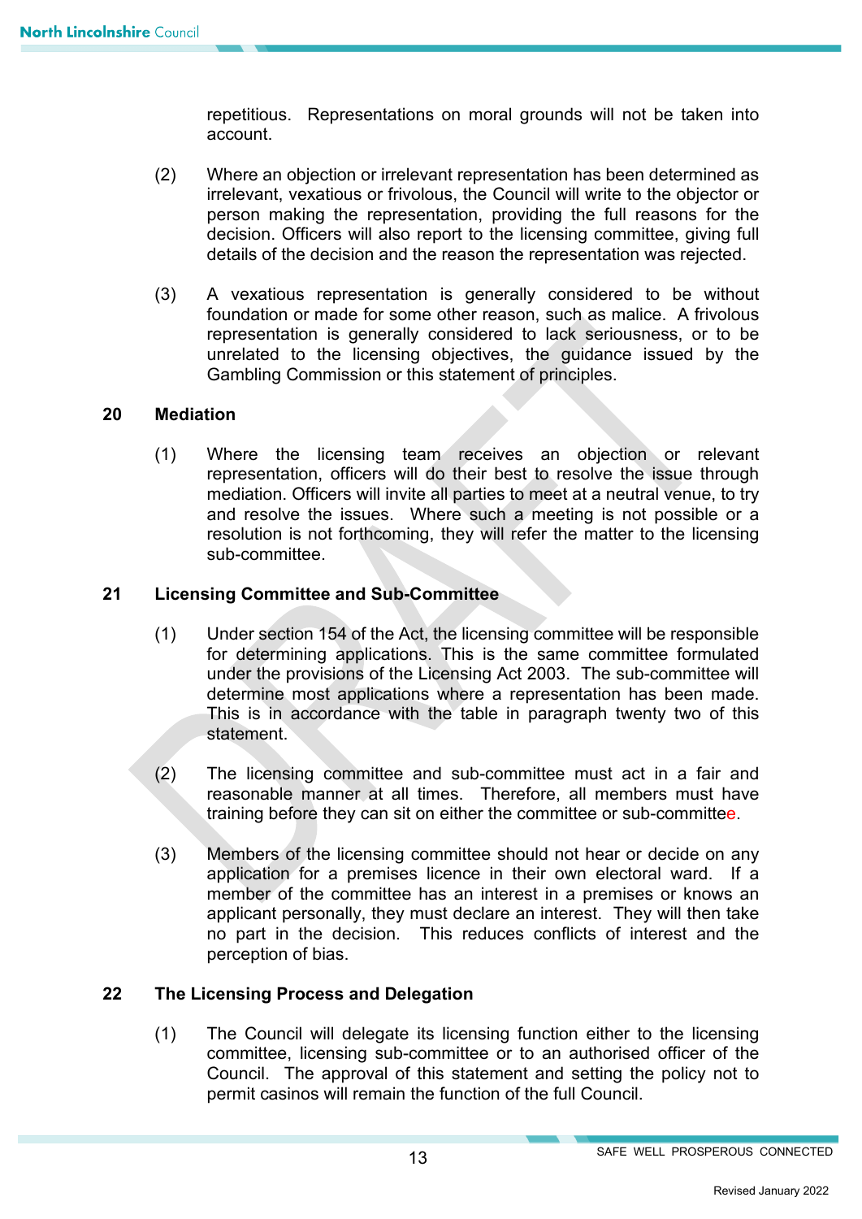repetitious. Representations on moral grounds will not be taken into account.

(2) Where an objection or irrelevant representation has been determined as irrelevant, vexatious or frivolous, the Council will write to the objector or person making the representation, providing the full reasons for the decision. Officers will also report to the licensing committee, giving full details of the decision and the reason the representation was rejected.

(3) A vexatious representation is generally considered to be without foundation or made for some other reason, such as malice. A frivolous representation is generally considered to lack seriousness, or to be unrelated to the licensing objectives, the guidance issued by the Gambling Commission or this statement of principles.

## 20 Mediation

(1) Where the licensing team receives an objection or relevant representation, officers will do their best to resolve the issue through mediation. Officers will invite all parties to meet at a neutral venue, to try and resolve the issues. Where such a meeting is not possible or a resolution is not forthcoming, they will refer the matter to the licensing sub-committee.

## 21 Licensing Committee and Sub-Committee

(1) Under section 154 of the Act, the licensing committee will be responsible for determining applications. This is the same committee formulated under the provisions of the Licensing Act 2003. The sub-committee will determine most applications where a representation has been made. This is in accordance with the table in paragraph twenty two of this statement.

(2) The licensing committee and sub-committee must act in a fair and reasonable manner at all times. Therefore, all members must have training before they can sit on either the committee or sub-committee.

(3) Members of the licensing committee should not hear or decide on any application for a premises licence in their own electoral ward. If a member of the committee has an interest in a premises or knows an applicant personally, they must declare an interest. They will then take no part in the decision. This reduces conflicts of interest and the perception of bias.

## 22 The Licensing Process and Delegation

(1) The Council will delegate its licensing function either to the licensing committee, licensing sub-committee or to an authorised officer of the Council. The approval of this statement and setting the policy not to permit casinos will remain the function of the full Council.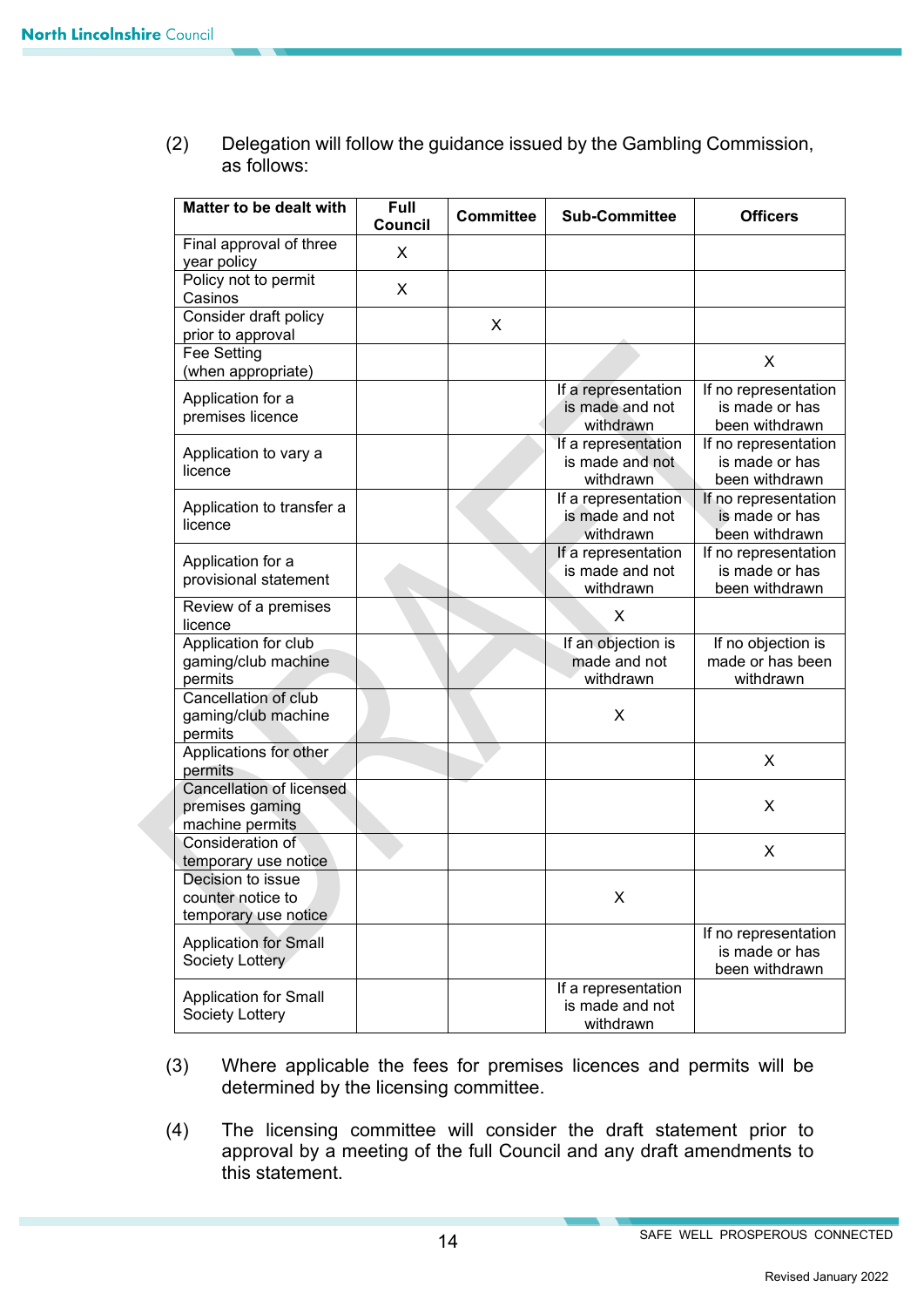(2) Delegation will follow the guidance issued by the Gambling Commission, as follows:

| Matter to be dealt with | Full Council | Committee | Sub-Committee | Officers |
|---|---|---|---|---|
| Final approval of three year policy | X | | | |
| Policy not to permit Casinos | X | | | |
| Consider draft policy prior to approval | | X | | |
| Fee Setting (when appropriate) | | | | X |
| Application for a premises licence | | | If a representation is made and not withdrawn | If no representation is made or has been withdrawn |
| Application to vary a licence | | | If a representation is made and not withdrawn | If no representation is made or has been withdrawn |
| Application to transfer a licence | | | If a representation is made and not withdrawn | If no representation is made or has been withdrawn |
| Application for a provisional statement | | | If a representation is made and not withdrawn | If no representation is made or has been withdrawn |
| Review of a premises licence | | | X | |
| Application for club gaming/club machine permits | | | If an objection is made and not withdrawn | If no objection is made or has been withdrawn |
| Cancellation of club gaming/club machine permits | | | X | |
| Applications for other permits | | | | X |
| Cancellation of licensed premises gaming machine permits | | | | X |
| Consideration of temporary use notice | | | | X |
| Decision to issue counter notice to temporary use notice | | | X | |
| Application for Small Society Lottery | | | | If no representation is made or has been withdrawn |
| Application for Small Society Lottery | | | If a representation is made and not withdrawn | |

(3) Where applicable the fees for premises licences and permits will be determined by the licensing committee.

(4) The licensing committee will consider the draft statement prior to approval by a meeting of the full Council and any draft amendments to this statement.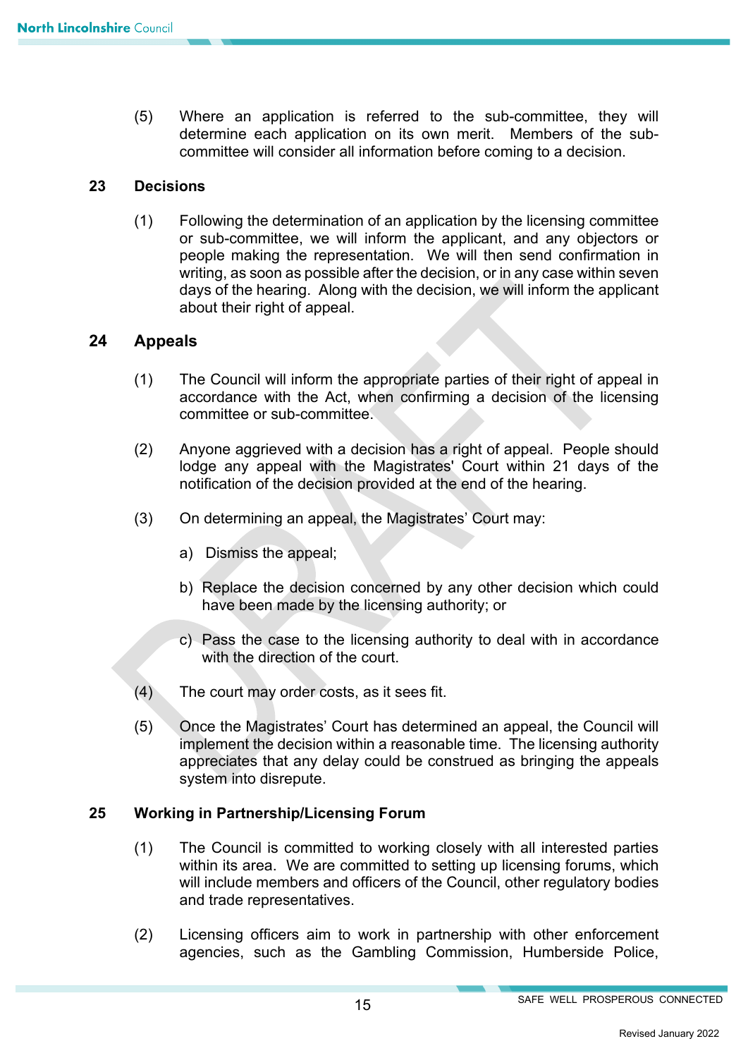(5) Where an application is referred to the sub-committee, they will determine each application on its own merit. Members of the sub-committee will consider all information before coming to a decision.

## 23 Decisions

(1) Following the determination of an application by the licensing committee or sub-committee, we will inform the applicant, and any objectors or people making the representation. We will then send confirmation in writing, as soon as possible after the decision, or in any case within seven days of the hearing. Along with the decision, we will inform the applicant about their right of appeal.

## 24 Appeals

(1) The Council will inform the appropriate parties of their right of appeal in accordance with the Act, when confirming a decision of the licensing committee or sub-committee.

(2) Anyone aggrieved with a decision has a right of appeal. People should lodge any appeal with the Magistrates' Court within 21 days of the notification of the decision provided at the end of the hearing.

(3) On determining an appeal, the Magistrates' Court may:

a) Dismiss the appeal;

b) Replace the decision concerned by any other decision which could have been made by the licensing authority; or

c) Pass the case to the licensing authority to deal with in accordance with the direction of the court.

(4) The court may order costs, as it sees fit.

(5) Once the Magistrates' Court has determined an appeal, the Council will implement the decision within a reasonable time. The licensing authority appreciates that any delay could be construed as bringing the appeals system into disrepute.

## 25 Working in Partnership/Licensing Forum

(1) The Council is committed to working closely with all interested parties within its area. We are committed to setting up licensing forums, which will include members and officers of the Council, other regulatory bodies and trade representatives.

(2) Licensing officers aim to work in partnership with other enforcement agencies, such as the Gambling Commission, Humberside Police,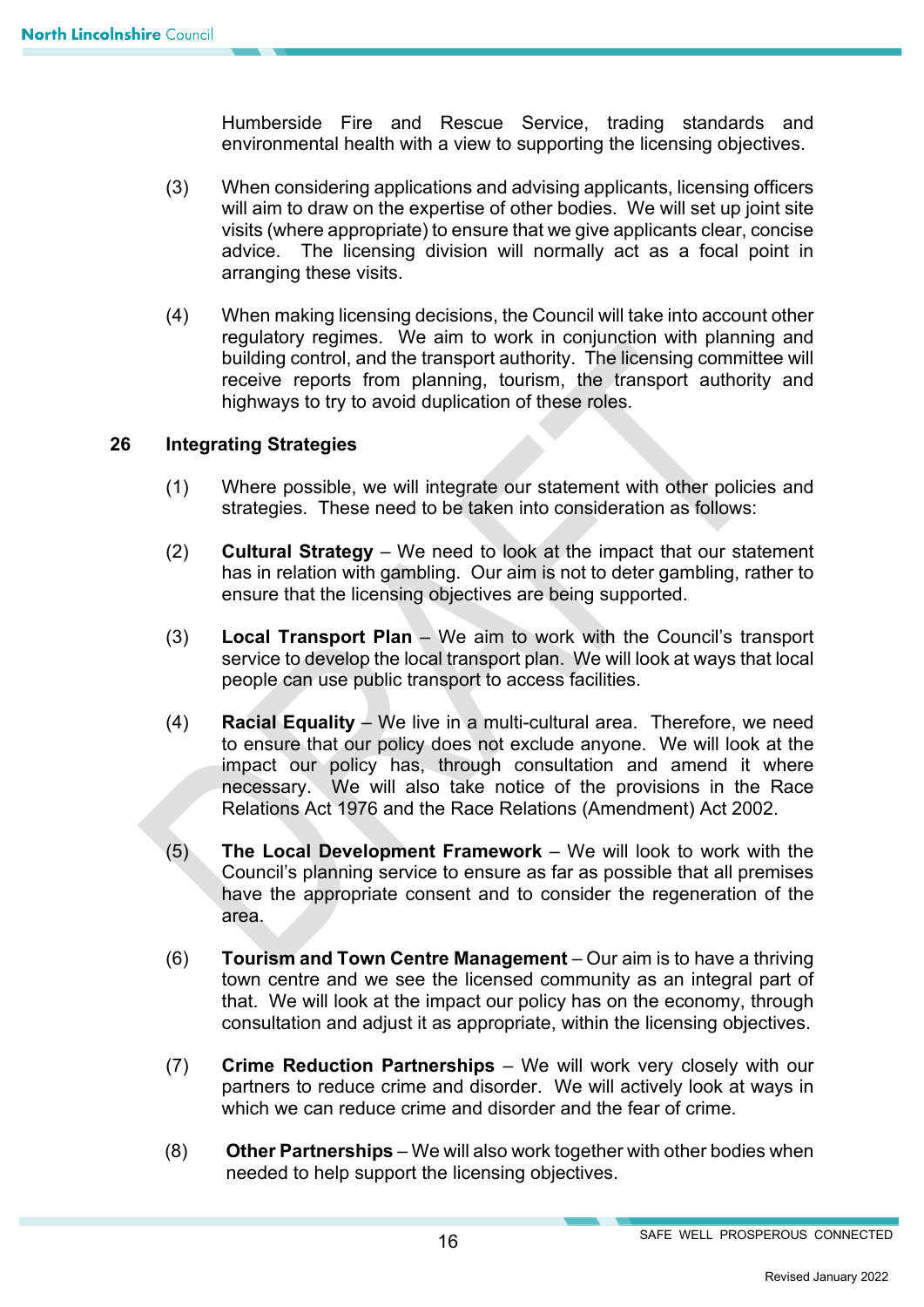Humberside Fire and Rescue Service, trading standards and environmental health with a view to supporting the licensing objectives.

(3) When considering applications and advising applicants, licensing officers will aim to draw on the expertise of other bodies. We will set up joint site visits (where appropriate) to ensure that we give applicants clear, concise advice. The licensing division will normally act as a focal point in arranging these visits.

(4) When making licensing decisions, the Council will take into account other regulatory regimes. We aim to work in conjunction with planning and building control, and the transport authority. The licensing committee will receive reports from planning, tourism, the transport authority and highways to try to avoid duplication of these roles.

## 26 Integrating Strategies

(1) Where possible, we will integrate our statement with other policies and strategies. These need to be taken into consideration as follows:

(2) **Cultural Strategy** – We need to look at the impact that our statement has in relation with gambling. Our aim is not to deter gambling, rather to ensure that the licensing objectives are being supported.

(3) **Local Transport Plan** – We aim to work with the Council's transport service to develop the local transport plan. We will look at ways that local people can use public transport to access facilities.

(4) **Racial Equality** – We live in a multi-cultural area. Therefore, we need to ensure that our policy does not exclude anyone. We will look at the impact our policy has, through consultation and amend it where necessary. We will also take notice of the provisions in the Race Relations Act 1976 and the Race Relations (Amendment) Act 2002.

(5) **The Local Development Framework** – We will look to work with the Council's planning service to ensure as far as possible that all premises have the appropriate consent and to consider the regeneration of the area.

(6) **Tourism and Town Centre Management** – Our aim is to have a thriving town centre and we see the licensed community as an integral part of that. We will look at the impact our policy has on the economy, through consultation and adjust it as appropriate, within the licensing objectives.

(7) **Crime Reduction Partnerships** – We will work very closely with our partners to reduce crime and disorder. We will actively look at ways in which we can reduce crime and disorder and the fear of crime.

(8) **Other Partnerships** – We will also work together with other bodies when needed to help support the licensing objectives.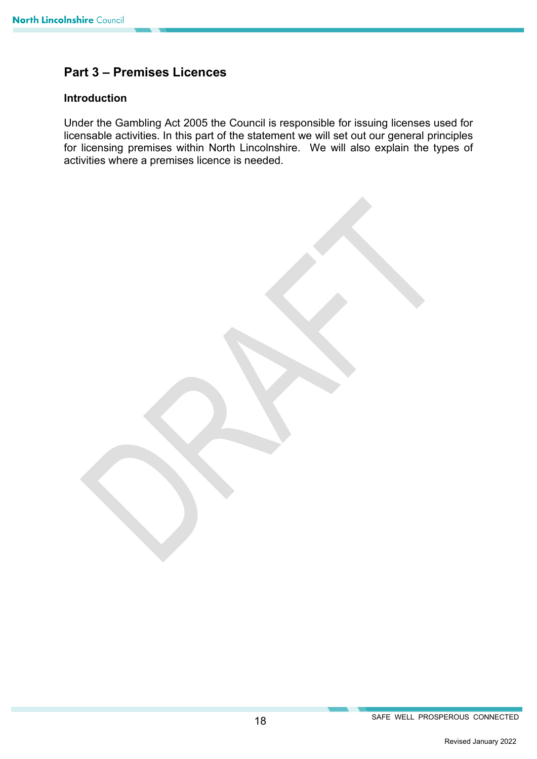## Part 3 – Premises Licences

### Introduction

Under the Gambling Act 2005 the Council is responsible for issuing licenses used for licensable activities. In this part of the statement we will set out our general principles for licensing premises within North Lincolnshire. We will also explain the types of activities where a premises licence is needed.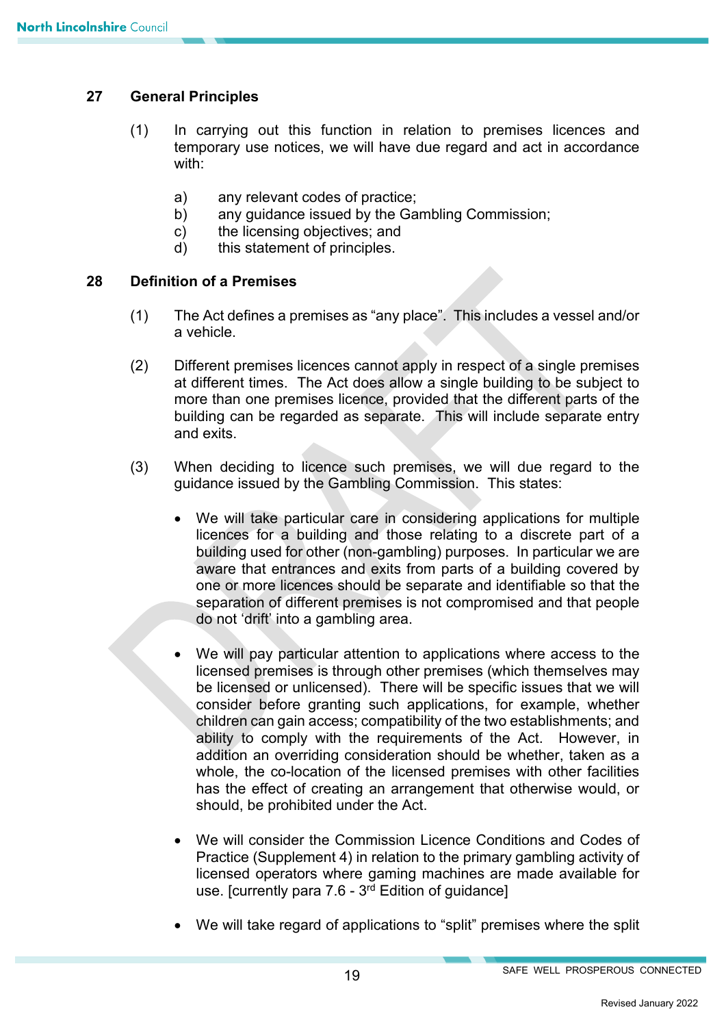## 27 General Principles

(1) In carrying out this function in relation to premises licences and temporary use notices, we will have due regard and act in accordance with:

a) any relevant codes of practice;
b) any guidance issued by the Gambling Commission;
c) the licensing objectives; and
d) this statement of principles.

## 28 Definition of a Premises

(1) The Act defines a premises as "any place". This includes a vessel and/or a vehicle.

(2) Different premises licences cannot apply in respect of a single premises at different times. The Act does allow a single building to be subject to more than one premises licence, provided that the different parts of the building can be regarded as separate. This will include separate entry and exits.

(3) When deciding to licence such premises, we will due regard to the guidance issued by the Gambling Commission. This states:

- We will take particular care in considering applications for multiple licences for a building and those relating to a discrete part of a building used for other (non-gambling) purposes. In particular we are aware that entrances and exits from parts of a building covered by one or more licences should be separate and identifiable so that the separation of different premises is not compromised and that people do not 'drift' into a gambling area.

- We will pay particular attention to applications where access to the licensed premises is through other premises (which themselves may be licensed or unlicensed). There will be specific issues that we will consider before granting such applications, for example, whether children can gain access; compatibility of the two establishments; and ability to comply with the requirements of the Act. However, in addition an overriding consideration should be whether, taken as a whole, the co-location of the licensed premises with other facilities has the effect of creating an arrangement that otherwise would, or should, be prohibited under the Act.

- We will consider the Commission Licence Conditions and Codes of Practice (Supplement 4) in relation to the primary gambling activity of licensed operators where gaming machines are made available for use. [currently para 7.6 - 3rd Edition of guidance]

- We will take regard of applications to "split" premises where the split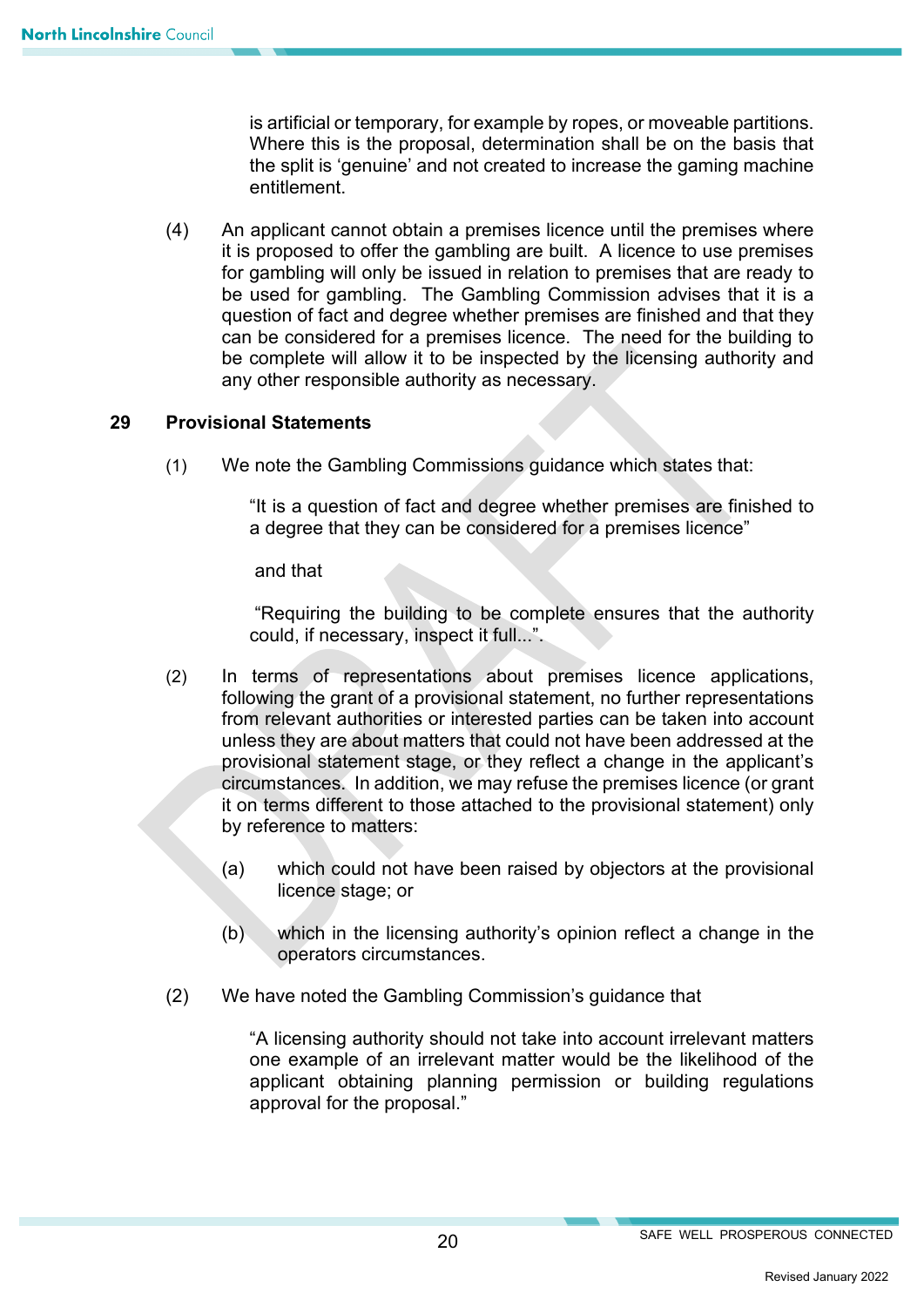is artificial or temporary, for example by ropes, or moveable partitions. Where this is the proposal, determination shall be on the basis that the split is 'genuine' and not created to increase the gaming machine entitlement.

(4) An applicant cannot obtain a premises licence until the premises where it is proposed to offer the gambling are built. A licence to use premises for gambling will only be issued in relation to premises that are ready to be used for gambling. The Gambling Commission advises that it is a question of fact and degree whether premises are finished and that they can be considered for a premises licence. The need for the building to be complete will allow it to be inspected by the licensing authority and any other responsible authority as necessary.

## 29 Provisional Statements

(1) We note the Gambling Commissions guidance which states that:

> "It is a question of fact and degree whether premises are finished to a degree that they can be considered for a premises licence"
>
> and that
>
> "Requiring the building to be complete ensures that the authority could, if necessary, inspect it full...".

(2) In terms of representations about premises licence applications, following the grant of a provisional statement, no further representations from relevant authorities or interested parties can be taken into account unless they are about matters that could not have been addressed at the provisional statement stage, or they reflect a change in the applicant's circumstances. In addition, we may refuse the premises licence (or grant it on terms different to those attached to the provisional statement) only by reference to matters:

- (a) which could not have been raised by objectors at the provisional licence stage; or
- (b) which in the licensing authority's opinion reflect a change in the operators circumstances.

(2) We have noted the Gambling Commission's guidance that

> "A licensing authority should not take into account irrelevant matters one example of an irrelevant matter would be the likelihood of the applicant obtaining planning permission or building regulations approval for the proposal."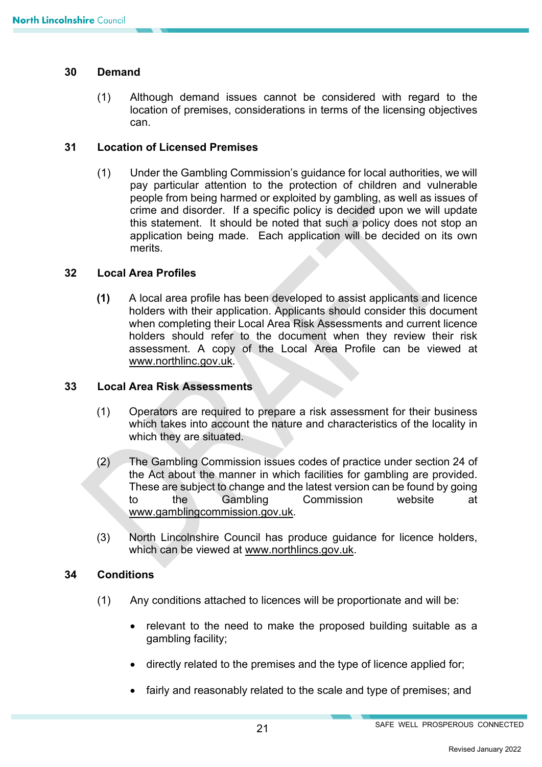## 30 Demand

(1) Although demand issues cannot be considered with regard to the location of premises, considerations in terms of the licensing objectives can.

## 31 Location of Licensed Premises

(1) Under the Gambling Commission's guidance for local authorities, we will pay particular attention to the protection of children and vulnerable people from being harmed or exploited by gambling, as well as issues of crime and disorder. If a specific policy is decided upon we will update this statement. It should be noted that such a policy does not stop an application being made. Each application will be decided on its own merits.

## 32 Local Area Profiles

**(1)** A local area profile has been developed to assist applicants and licence holders with their application. Applicants should consider this document when completing their Local Area Risk Assessments and current licence holders should refer to the document when they review their risk assessment. A copy of the Local Area Profile can be viewed at www.northlinc.gov.uk.

## 33 Local Area Risk Assessments

(1) Operators are required to prepare a risk assessment for their business which takes into account the nature and characteristics of the locality in which they are situated.

(2) The Gambling Commission issues codes of practice under section 24 of the Act about the manner in which facilities for gambling are provided. These are subject to change and the latest version can be found by going to the Gambling Commission website at www.gamblingcommission.gov.uk.

(3) North Lincolnshire Council has produce guidance for licence holders, which can be viewed at www.northlincs.gov.uk.

## 34 Conditions

(1) Any conditions attached to licences will be proportionate and will be:

- relevant to the need to make the proposed building suitable as a gambling facility;
- directly related to the premises and the type of licence applied for;
- fairly and reasonably related to the scale and type of premises; and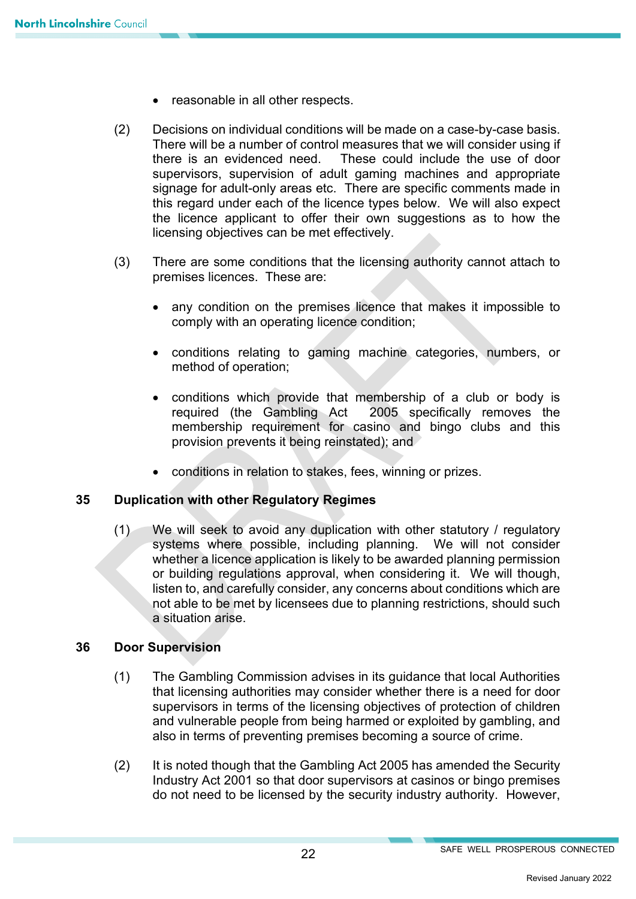- reasonable in all other respects.

(2) Decisions on individual conditions will be made on a case-by-case basis. There will be a number of control measures that we will consider using if there is an evidenced need. These could include the use of door supervisors, supervision of adult gaming machines and appropriate signage for adult-only areas etc. There are specific comments made in this regard under each of the licence types below. We will also expect the licence applicant to offer their own suggestions as to how the licensing objectives can be met effectively.

(3) There are some conditions that the licensing authority cannot attach to premises licences. These are:

- any condition on the premises licence that makes it impossible to comply with an operating licence condition;
- conditions relating to gaming machine categories, numbers, or method of operation;
- conditions which provide that membership of a club or body is required (the Gambling Act 2005 specifically removes the membership requirement for casino and bingo clubs and this provision prevents it being reinstated); and
- conditions in relation to stakes, fees, winning or prizes.

## 35 Duplication with other Regulatory Regimes

(1) We will seek to avoid any duplication with other statutory / regulatory systems where possible, including planning. We will not consider whether a licence application is likely to be awarded planning permission or building regulations approval, when considering it. We will though, listen to, and carefully consider, any concerns about conditions which are not able to be met by licensees due to planning restrictions, should such a situation arise.

## 36 Door Supervision

(1) The Gambling Commission advises in its guidance that local Authorities that licensing authorities may consider whether there is a need for door supervisors in terms of the licensing objectives of protection of children and vulnerable people from being harmed or exploited by gambling, and also in terms of preventing premises becoming a source of crime.

(2) It is noted though that the Gambling Act 2005 has amended the Security Industry Act 2001 so that door supervisors at casinos or bingo premises do not need to be licensed by the security industry authority. However,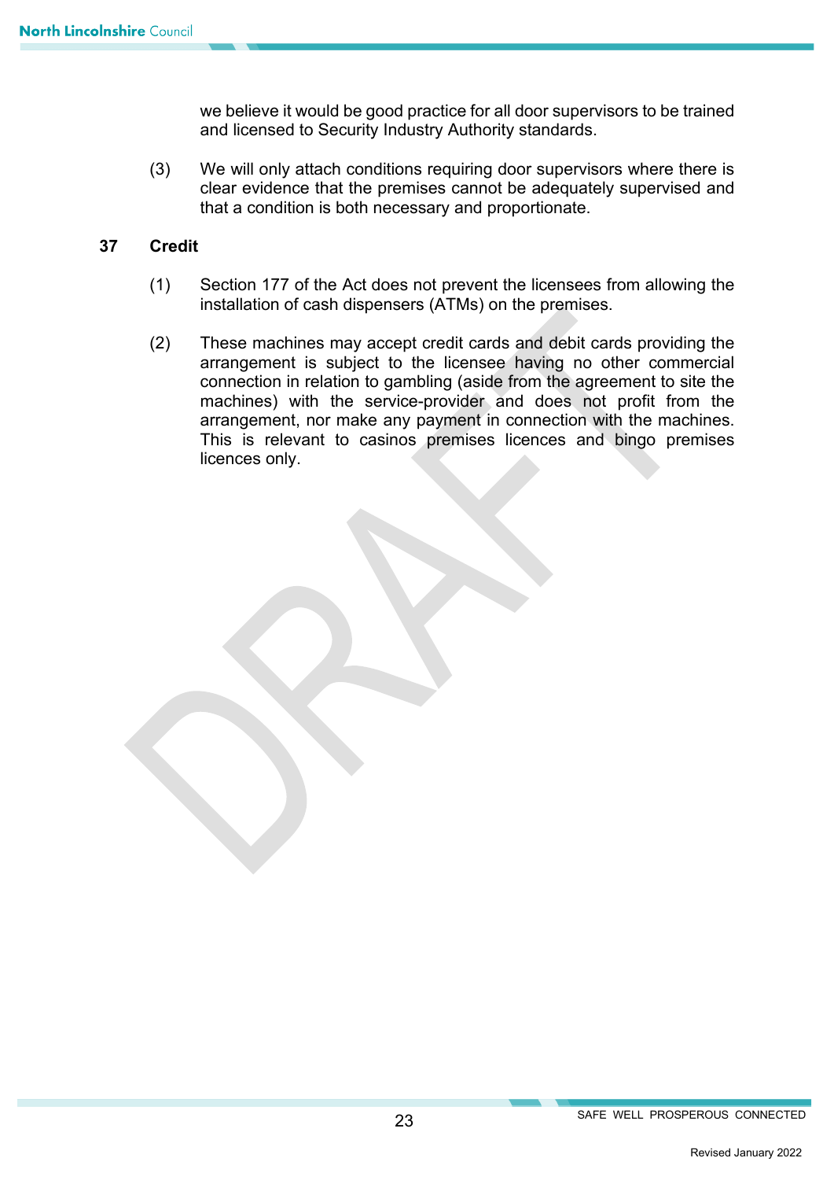we believe it would be good practice for all door supervisors to be trained and licensed to Security Industry Authority standards.

(3) We will only attach conditions requiring door supervisors where there is clear evidence that the premises cannot be adequately supervised and that a condition is both necessary and proportionate.

## 37 Credit

(1) Section 177 of the Act does not prevent the licensees from allowing the installation of cash dispensers (ATMs) on the premises.

(2) These machines may accept credit cards and debit cards providing the arrangement is subject to the licensee having no other commercial connection in relation to gambling (aside from the agreement to site the machines) with the service-provider and does not profit from the arrangement, nor make any payment in connection with the machines. This is relevant to casinos premises licences and bingo premises licences only.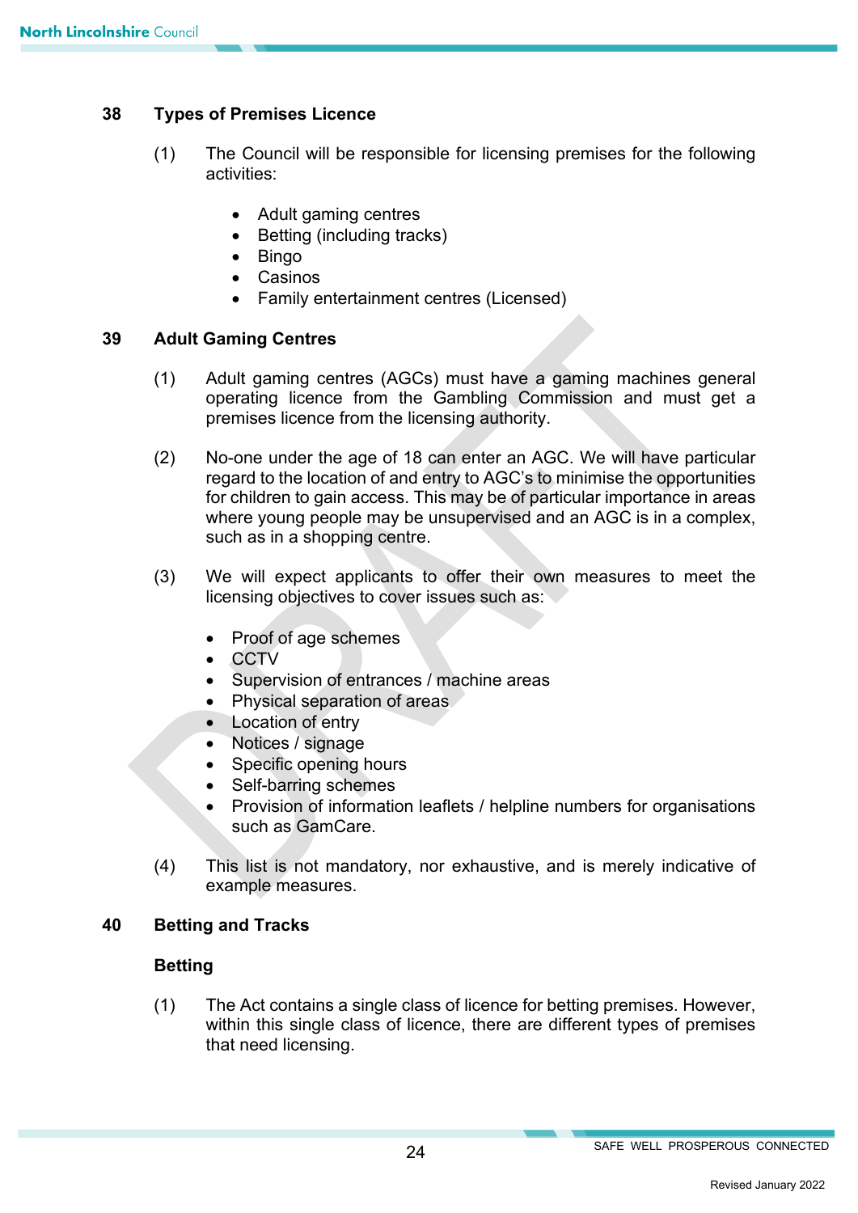## 38 Types of Premises Licence

(1) The Council will be responsible for licensing premises for the following activities:

- Adult gaming centres
- Betting (including tracks)
- Bingo
- Casinos
- Family entertainment centres (Licensed)

## 39 Adult Gaming Centres

(1) Adult gaming centres (AGCs) must have a gaming machines general operating licence from the Gambling Commission and must get a premises licence from the licensing authority.

(2) No-one under the age of 18 can enter an AGC. We will have particular regard to the location of and entry to AGC's to minimise the opportunities for children to gain access. This may be of particular importance in areas where young people may be unsupervised and an AGC is in a complex, such as in a shopping centre.

(3) We will expect applicants to offer their own measures to meet the licensing objectives to cover issues such as:

- Proof of age schemes
- CCTV
- Supervision of entrances / machine areas
- Physical separation of areas
- Location of entry
- Notices / signage
- Specific opening hours
- Self-barring schemes
- Provision of information leaflets / helpline numbers for organisations such as GamCare.

(4) This list is not mandatory, nor exhaustive, and is merely indicative of example measures.

## 40 Betting and Tracks

### Betting

(1) The Act contains a single class of licence for betting premises. However, within this single class of licence, there are different types of premises that need licensing.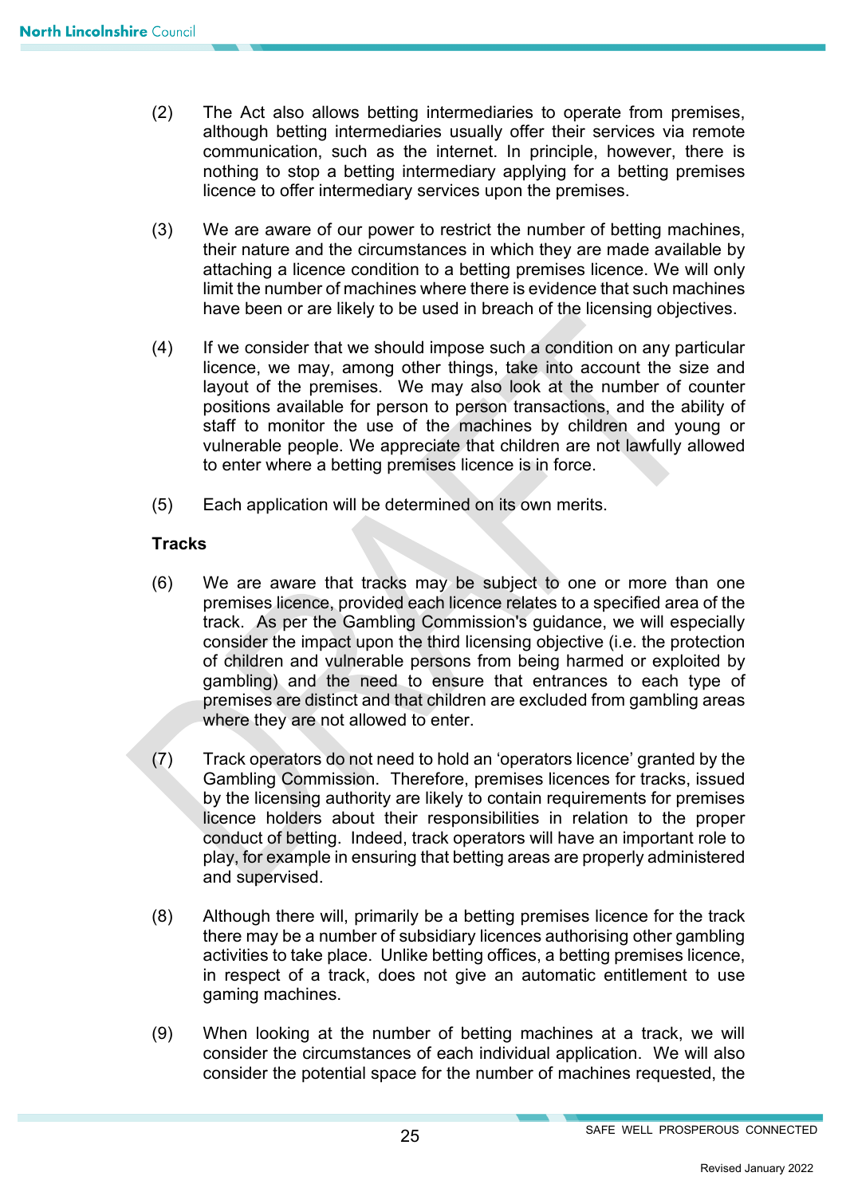(2) The Act also allows betting intermediaries to operate from premises, although betting intermediaries usually offer their services via remote communication, such as the internet. In principle, however, there is nothing to stop a betting intermediary applying for a betting premises licence to offer intermediary services upon the premises.

(3) We are aware of our power to restrict the number of betting machines, their nature and the circumstances in which they are made available by attaching a licence condition to a betting premises licence. We will only limit the number of machines where there is evidence that such machines have been or are likely to be used in breach of the licensing objectives.

(4) If we consider that we should impose such a condition on any particular licence, we may, among other things, take into account the size and layout of the premises. We may also look at the number of counter positions available for person to person transactions, and the ability of staff to monitor the use of the machines by children and young or vulnerable people. We appreciate that children are not lawfully allowed to enter where a betting premises licence is in force.

(5) Each application will be determined on its own merits.

**Tracks**

(6) We are aware that tracks may be subject to one or more than one premises licence, provided each licence relates to a specified area of the track. As per the Gambling Commission's guidance, we will especially consider the impact upon the third licensing objective (i.e. the protection of children and vulnerable persons from being harmed or exploited by gambling) and the need to ensure that entrances to each type of premises are distinct and that children are excluded from gambling areas where they are not allowed to enter.

(7) Track operators do not need to hold an 'operators licence' granted by the Gambling Commission. Therefore, premises licences for tracks, issued by the licensing authority are likely to contain requirements for premises licence holders about their responsibilities in relation to the proper conduct of betting. Indeed, track operators will have an important role to play, for example in ensuring that betting areas are properly administered and supervised.

(8) Although there will, primarily be a betting premises licence for the track there may be a number of subsidiary licences authorising other gambling activities to take place. Unlike betting offices, a betting premises licence, in respect of a track, does not give an automatic entitlement to use gaming machines.

(9) When looking at the number of betting machines at a track, we will consider the circumstances of each individual application. We will also consider the potential space for the number of machines requested, the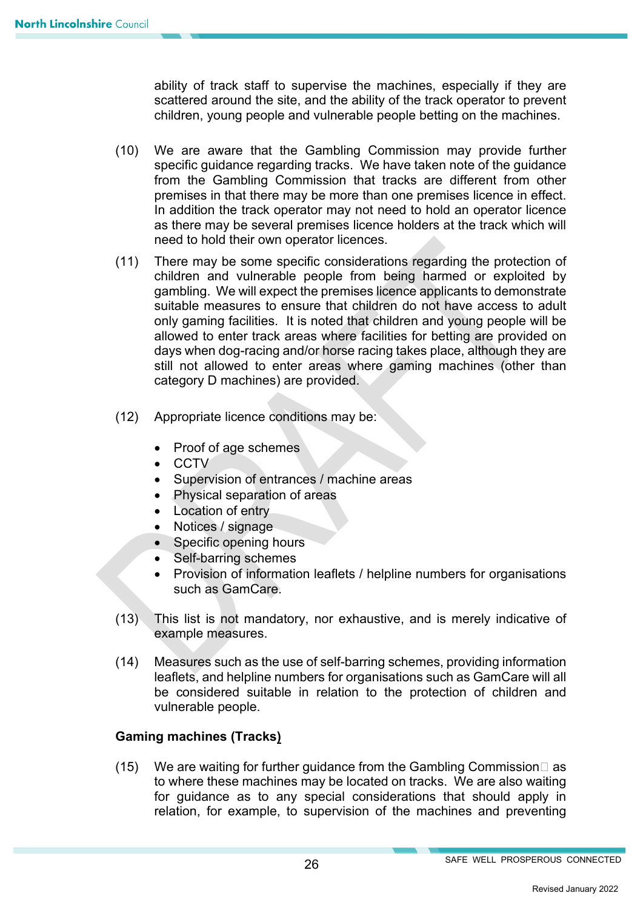ability of track staff to supervise the machines, especially if they are scattered around the site, and the ability of the track operator to prevent children, young people and vulnerable people betting on the machines.

(10) We are aware that the Gambling Commission may provide further specific guidance regarding tracks. We have taken note of the guidance from the Gambling Commission that tracks are different from other premises in that there may be more than one premises licence in effect. In addition the track operator may not need to hold an operator licence as there may be several premises licence holders at the track which will need to hold their own operator licences.

(11) There may be some specific considerations regarding the protection of children and vulnerable people from being harmed or exploited by gambling. We will expect the premises licence applicants to demonstrate suitable measures to ensure that children do not have access to adult only gaming facilities. It is noted that children and young people will be allowed to enter track areas where facilities for betting are provided on days when dog-racing and/or horse racing takes place, although they are still not allowed to enter areas where gaming machines (other than category D machines) are provided.

(12) Appropriate licence conditions may be:

- Proof of age schemes
- CCTV
- Supervision of entrances / machine areas
- Physical separation of areas
- Location of entry
- Notices / signage
- Specific opening hours
- Self-barring schemes
- Provision of information leaflets / helpline numbers for organisations such as GamCare.

(13) This list is not mandatory, nor exhaustive, and is merely indicative of example measures.

(14) Measures such as the use of self-barring schemes, providing information leaflets, and helpline numbers for organisations such as GamCare will all be considered suitable in relation to the protection of children and vulnerable people.

**Gaming machines (Tracks)**

(15) We are waiting for further guidance from the Gambling Commission as to where these machines may be located on tracks. We are also waiting for guidance as to any special considerations that should apply in relation, for example, to supervision of the machines and preventing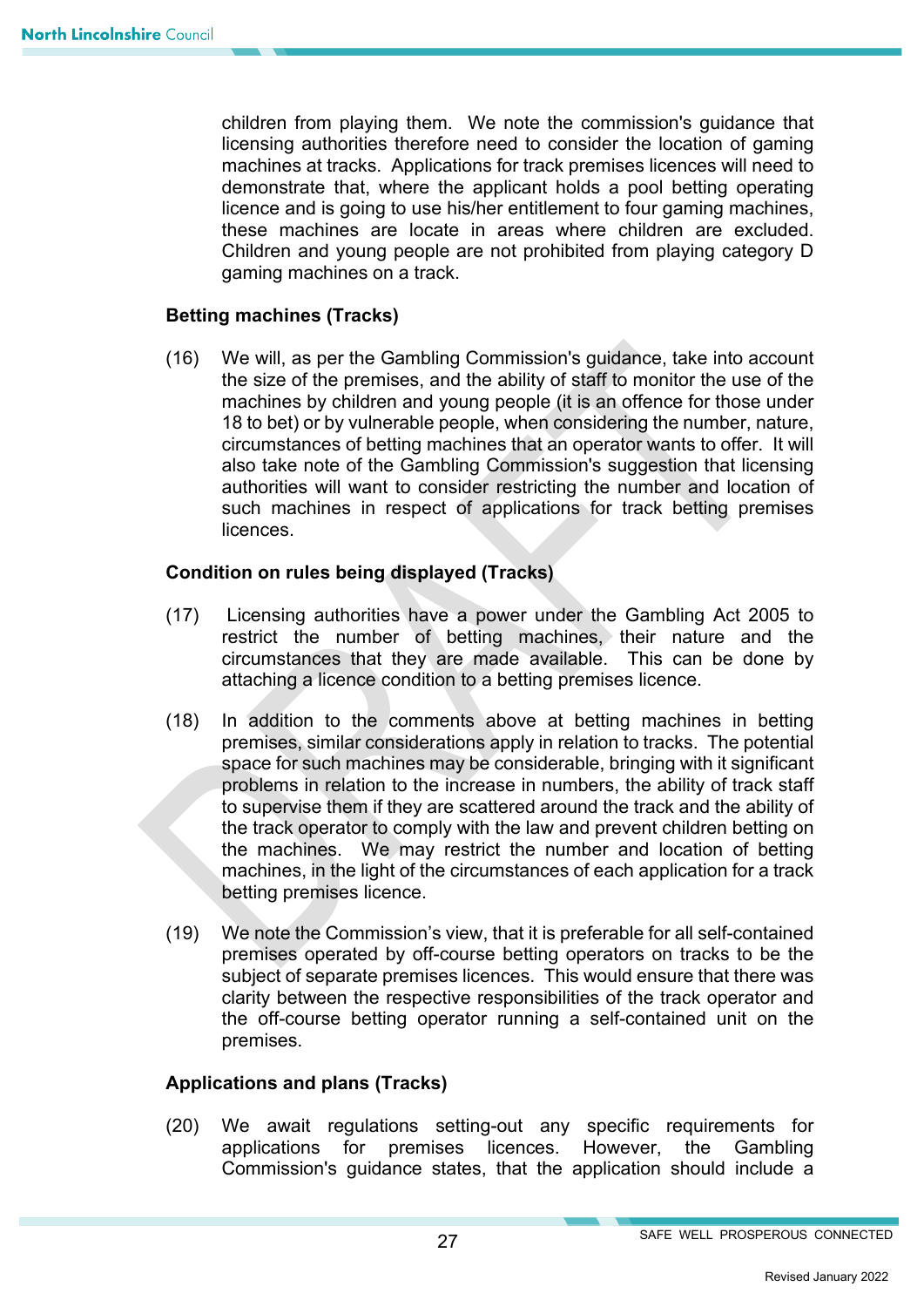children from playing them. We note the commission's guidance that licensing authorities therefore need to consider the location of gaming machines at tracks. Applications for track premises licences will need to demonstrate that, where the applicant holds a pool betting operating licence and is going to use his/her entitlement to four gaming machines, these machines are locate in areas where children are excluded. Children and young people are not prohibited from playing category D gaming machines on a track.

**Betting machines (Tracks)**

(16) We will, as per the Gambling Commission's guidance, take into account the size of the premises, and the ability of staff to monitor the use of the machines by children and young people (it is an offence for those under 18 to bet) or by vulnerable people, when considering the number, nature, circumstances of betting machines that an operator wants to offer. It will also take note of the Gambling Commission's suggestion that licensing authorities will want to consider restricting the number and location of such machines in respect of applications for track betting premises licences.

**Condition on rules being displayed (Tracks)**

(17) Licensing authorities have a power under the Gambling Act 2005 to restrict the number of betting machines, their nature and the circumstances that they are made available. This can be done by attaching a licence condition to a betting premises licence.

(18) In addition to the comments above at betting machines in betting premises, similar considerations apply in relation to tracks. The potential space for such machines may be considerable, bringing with it significant problems in relation to the increase in numbers, the ability of track staff to supervise them if they are scattered around the track and the ability of the track operator to comply with the law and prevent children betting on the machines. We may restrict the number and location of betting machines, in the light of the circumstances of each application for a track betting premises licence.

(19) We note the Commission's view, that it is preferable for all self-contained premises operated by off-course betting operators on tracks to be the subject of separate premises licences. This would ensure that there was clarity between the respective responsibilities of the track operator and the off-course betting operator running a self-contained unit on the premises.

**Applications and plans (Tracks)**

(20) We await regulations setting-out any specific requirements for applications for premises licences. However, the Gambling Commission's guidance states, that the application should include a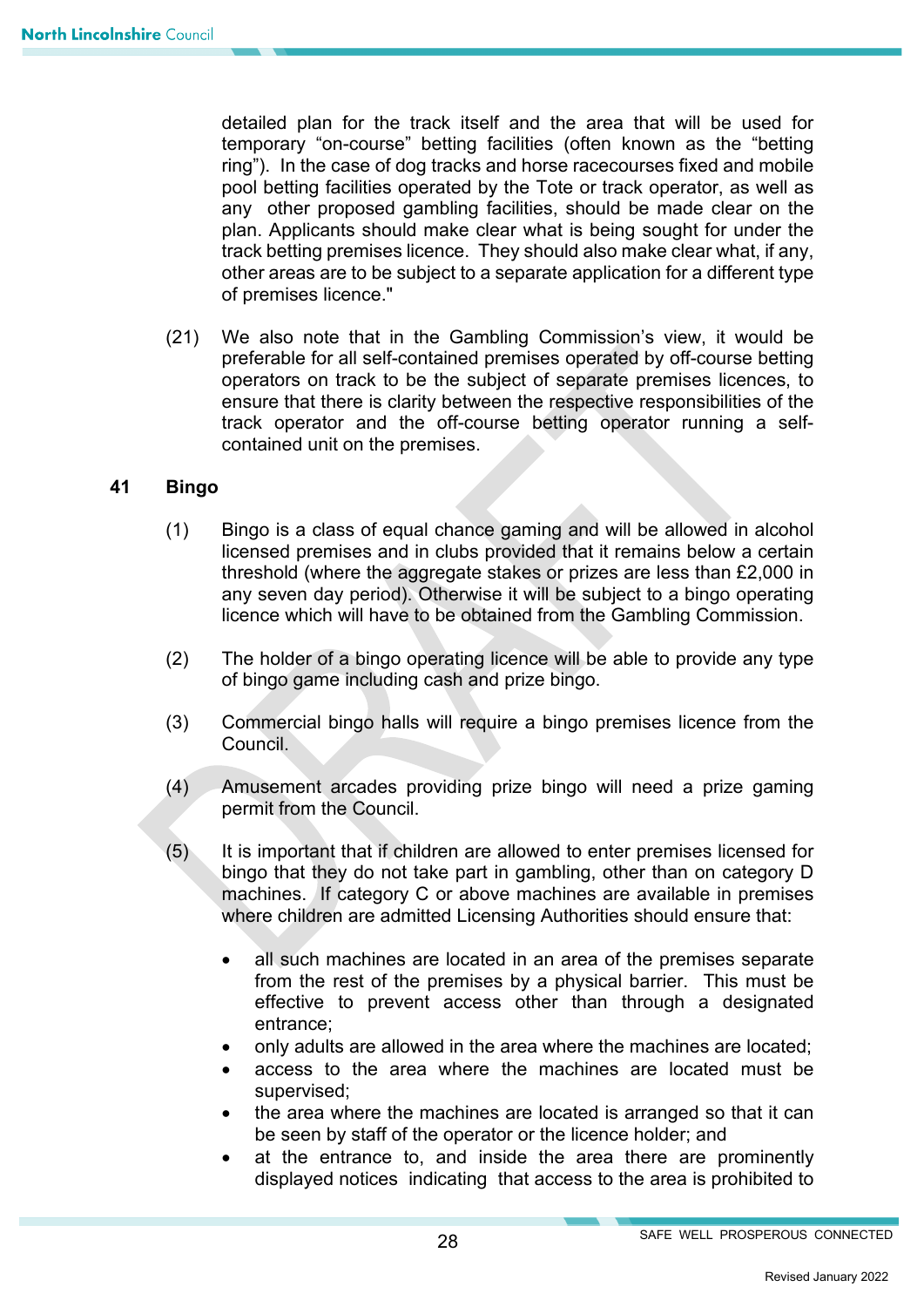detailed plan for the track itself and the area that will be used for temporary "on-course" betting facilities (often known as the "betting ring"). In the case of dog tracks and horse racecourses fixed and mobile pool betting facilities operated by the Tote or track operator, as well as any other proposed gambling facilities, should be made clear on the plan. Applicants should make clear what is being sought for under the track betting premises licence. They should also make clear what, if any, other areas are to be subject to a separate application for a different type of premises licence."

(21) We also note that in the Gambling Commission's view, it would be preferable for all self-contained premises operated by off-course betting operators on track to be the subject of separate premises licences, to ensure that there is clarity between the respective responsibilities of the track operator and the off-course betting operator running a self-contained unit on the premises.

## 41 Bingo

(1) Bingo is a class of equal chance gaming and will be allowed in alcohol licensed premises and in clubs provided that it remains below a certain threshold (where the aggregate stakes or prizes are less than £2,000 in any seven day period). Otherwise it will be subject to a bingo operating licence which will have to be obtained from the Gambling Commission.

(2) The holder of a bingo operating licence will be able to provide any type of bingo game including cash and prize bingo.

(3) Commercial bingo halls will require a bingo premises licence from the Council.

(4) Amusement arcades providing prize bingo will need a prize gaming permit from the Council.

(5) It is important that if children are allowed to enter premises licensed for bingo that they do not take part in gambling, other than on category D machines. If category C or above machines are available in premises where children are admitted Licensing Authorities should ensure that:

- all such machines are located in an area of the premises separate from the rest of the premises by a physical barrier. This must be effective to prevent access other than through a designated entrance;
- only adults are allowed in the area where the machines are located;
- access to the area where the machines are located must be supervised;
- the area where the machines are located is arranged so that it can be seen by staff of the operator or the licence holder; and
- at the entrance to, and inside the area there are prominently displayed notices indicating that access to the area is prohibited to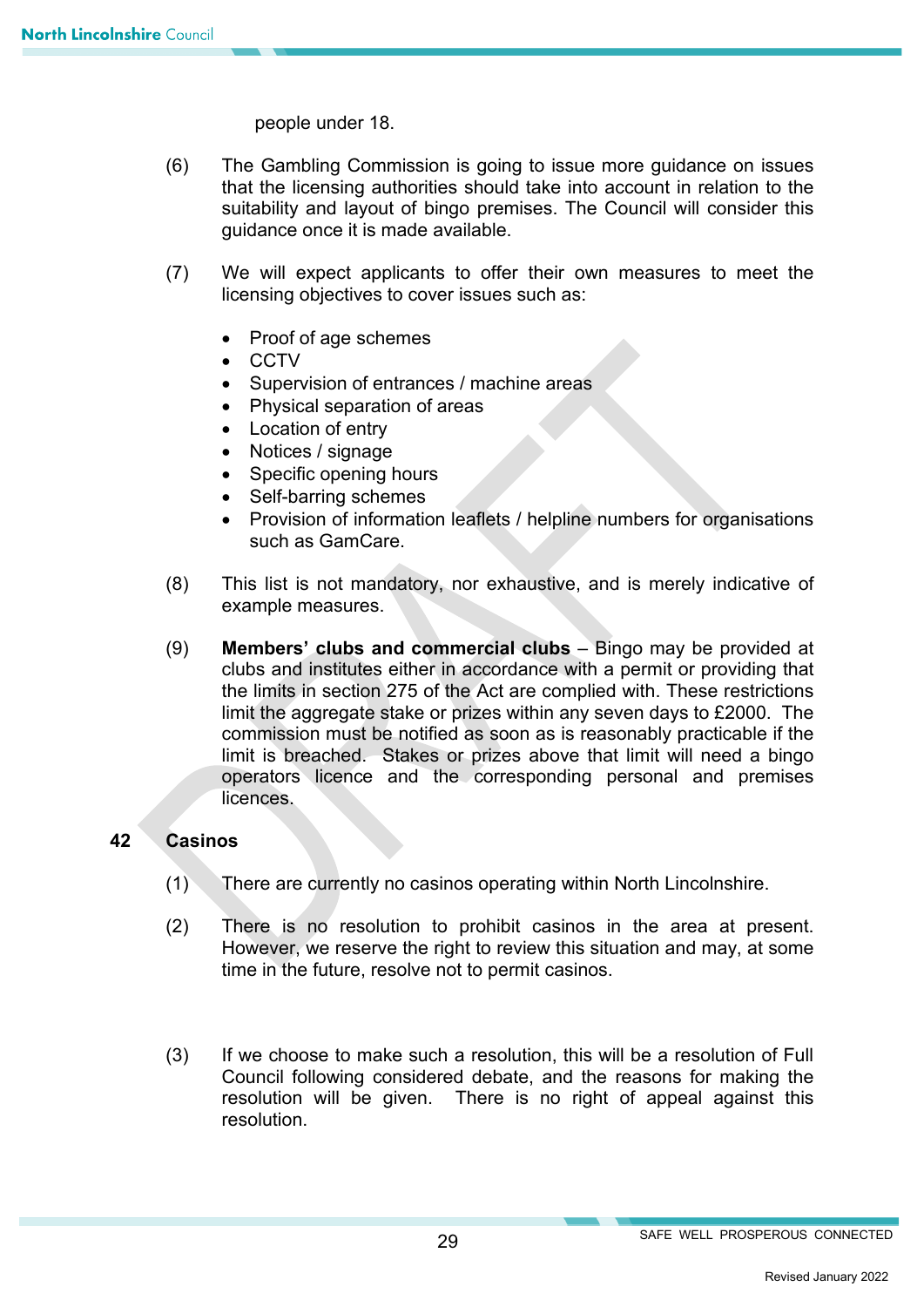people under 18.

(6) The Gambling Commission is going to issue more guidance on issues that the licensing authorities should take into account in relation to the suitability and layout of bingo premises. The Council will consider this guidance once it is made available.

(7) We will expect applicants to offer their own measures to meet the licensing objectives to cover issues such as:

- Proof of age schemes
- CCTV
- Supervision of entrances / machine areas
- Physical separation of areas
- Location of entry
- Notices / signage
- Specific opening hours
- Self-barring schemes
- Provision of information leaflets / helpline numbers for organisations such as GamCare.

(8) This list is not mandatory, nor exhaustive, and is merely indicative of example measures.

(9) **Members' clubs and commercial clubs** – Bingo may be provided at clubs and institutes either in accordance with a permit or providing that the limits in section 275 of the Act are complied with. These restrictions limit the aggregate stake or prizes within any seven days to £2000. The commission must be notified as soon as is reasonably practicable if the limit is breached. Stakes or prizes above that limit will need a bingo operators licence and the corresponding personal and premises licences.

## 42 Casinos

(1) There are currently no casinos operating within North Lincolnshire.

(2) There is no resolution to prohibit casinos in the area at present. However, we reserve the right to review this situation and may, at some time in the future, resolve not to permit casinos.

(3) If we choose to make such a resolution, this will be a resolution of Full Council following considered debate, and the reasons for making the resolution will be given. There is no right of appeal against this resolution.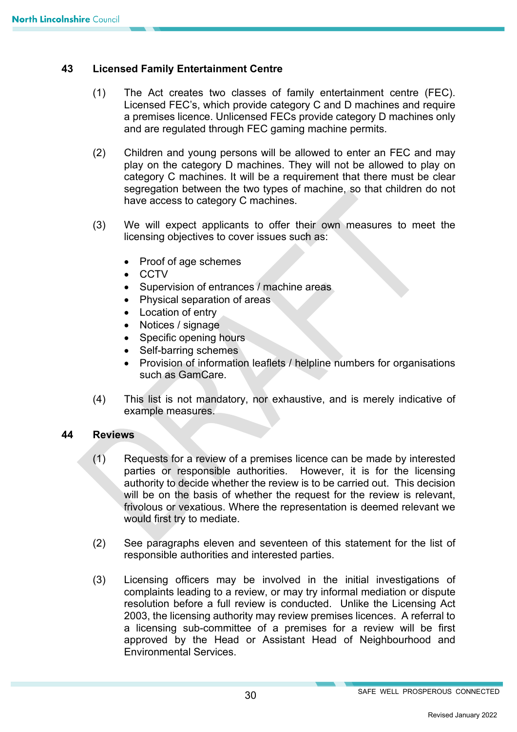## 43 Licensed Family Entertainment Centre

(1) The Act creates two classes of family entertainment centre (FEC). Licensed FEC's, which provide category C and D machines and require a premises licence. Unlicensed FECs provide category D machines only and are regulated through FEC gaming machine permits.

(2) Children and young persons will be allowed to enter an FEC and may play on the category D machines. They will not be allowed to play on category C machines. It will be a requirement that there must be clear segregation between the two types of machine, so that children do not have access to category C machines.

(3) We will expect applicants to offer their own measures to meet the licensing objectives to cover issues such as:

- Proof of age schemes
- CCTV
- Supervision of entrances / machine areas
- Physical separation of areas
- Location of entry
- Notices / signage
- Specific opening hours
- Self-barring schemes
- Provision of information leaflets / helpline numbers for organisations such as GamCare.

(4) This list is not mandatory, nor exhaustive, and is merely indicative of example measures.

## 44 Reviews

(1) Requests for a review of a premises licence can be made by interested parties or responsible authorities. However, it is for the licensing authority to decide whether the review is to be carried out. This decision will be on the basis of whether the request for the review is relevant, frivolous or vexatious. Where the representation is deemed relevant we would first try to mediate.

(2) See paragraphs eleven and seventeen of this statement for the list of responsible authorities and interested parties.

(3) Licensing officers may be involved in the initial investigations of complaints leading to a review, or may try informal mediation or dispute resolution before a full review is conducted. Unlike the Licensing Act 2003, the licensing authority may review premises licences. A referral to a licensing sub-committee of a premises for a review will be first approved by the Head or Assistant Head of Neighbourhood and Environmental Services.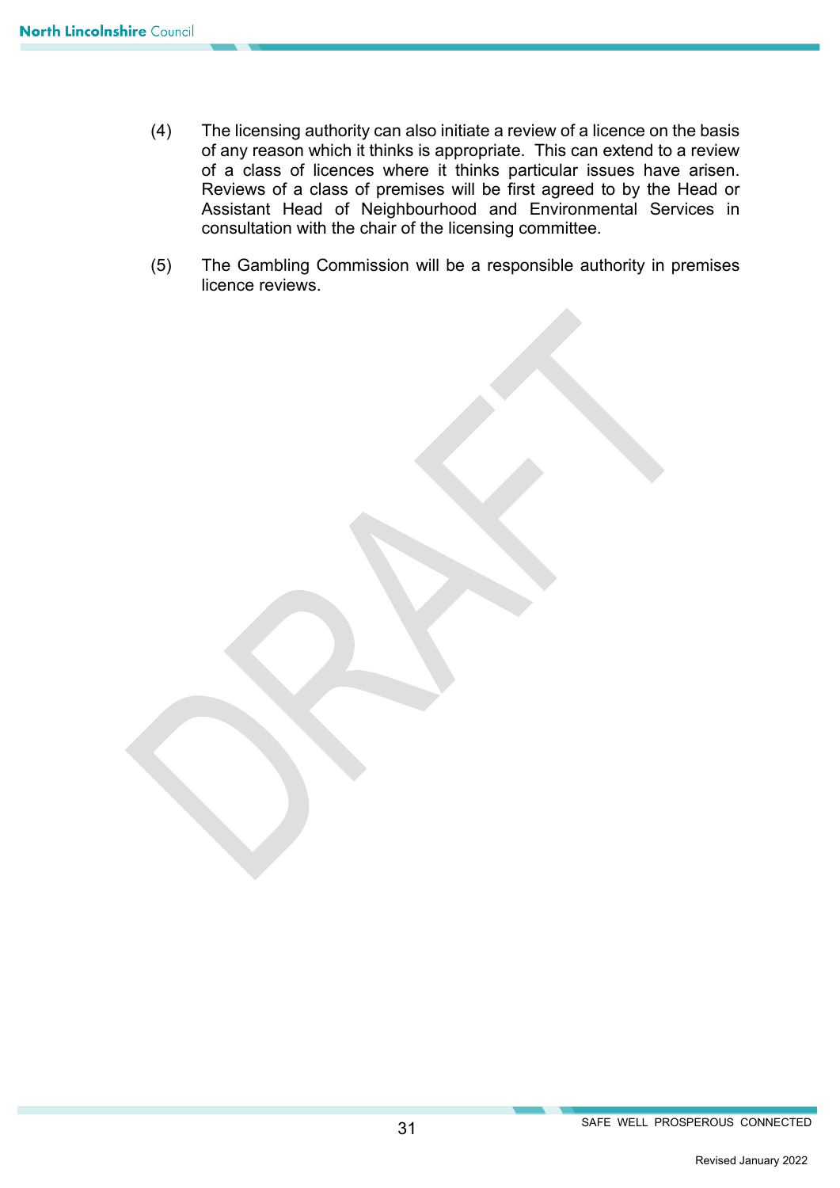(4) The licensing authority can also initiate a review of a licence on the basis of any reason which it thinks is appropriate. This can extend to a review of a class of licences where it thinks particular issues have arisen. Reviews of a class of premises will be first agreed to by the Head or Assistant Head of Neighbourhood and Environmental Services in consultation with the chair of the licensing committee.

(5) The Gambling Commission will be a responsible authority in premises licence reviews.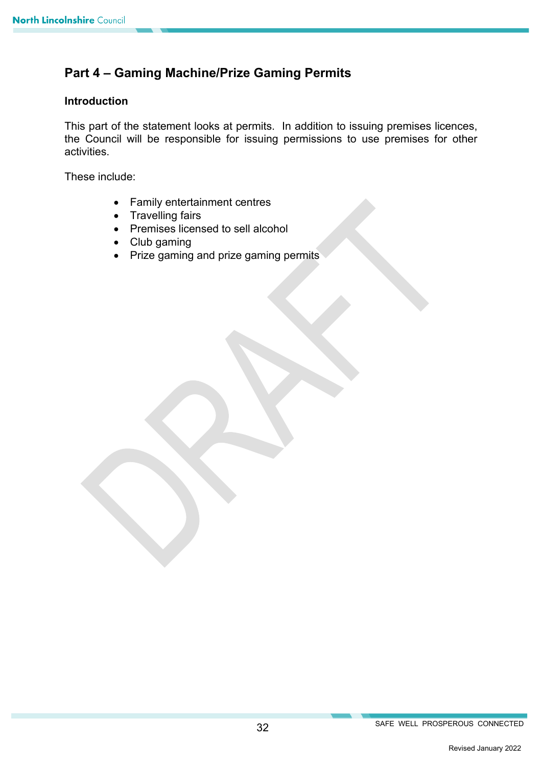## Part 4 – Gaming Machine/Prize Gaming Permits

### Introduction

This part of the statement looks at permits. In addition to issuing premises licences, the Council will be responsible for issuing permissions to use premises for other activities.

These include:

- Family entertainment centres
- Travelling fairs
- Premises licensed to sell alcohol
- Club gaming
- Prize gaming and prize gaming permits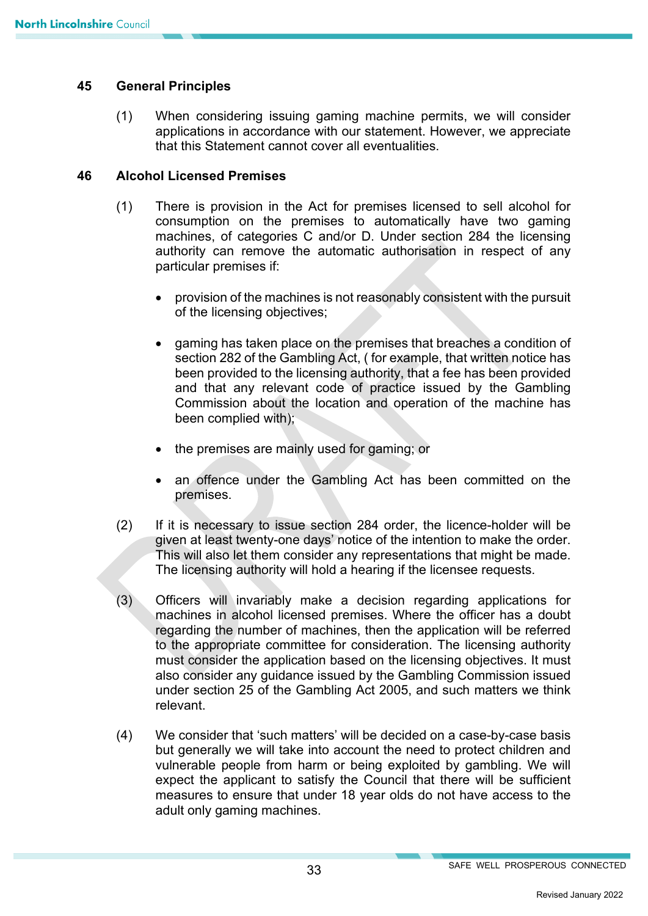## 45 General Principles

(1) When considering issuing gaming machine permits, we will consider applications in accordance with our statement. However, we appreciate that this Statement cannot cover all eventualities.

## 46 Alcohol Licensed Premises

(1) There is provision in the Act for premises licensed to sell alcohol for consumption on the premises to automatically have two gaming machines, of categories C and/or D. Under section 284 the licensing authority can remove the automatic authorisation in respect of any particular premises if:

- provision of the machines is not reasonably consistent with the pursuit of the licensing objectives;
- gaming has taken place on the premises that breaches a condition of section 282 of the Gambling Act, ( for example, that written notice has been provided to the licensing authority, that a fee has been provided and that any relevant code of practice issued by the Gambling Commission about the location and operation of the machine has been complied with);
- the premises are mainly used for gaming; or
- an offence under the Gambling Act has been committed on the premises.

(2) If it is necessary to issue section 284 order, the licence-holder will be given at least twenty-one days' notice of the intention to make the order. This will also let them consider any representations that might be made. The licensing authority will hold a hearing if the licensee requests.

(3) Officers will invariably make a decision regarding applications for machines in alcohol licensed premises. Where the officer has a doubt regarding the number of machines, then the application will be referred to the appropriate committee for consideration. The licensing authority must consider the application based on the licensing objectives. It must also consider any guidance issued by the Gambling Commission issued under section 25 of the Gambling Act 2005, and such matters we think relevant.

(4) We consider that 'such matters' will be decided on a case-by-case basis but generally we will take into account the need to protect children and vulnerable people from harm or being exploited by gambling. We will expect the applicant to satisfy the Council that there will be sufficient measures to ensure that under 18 year olds do not have access to the adult only gaming machines.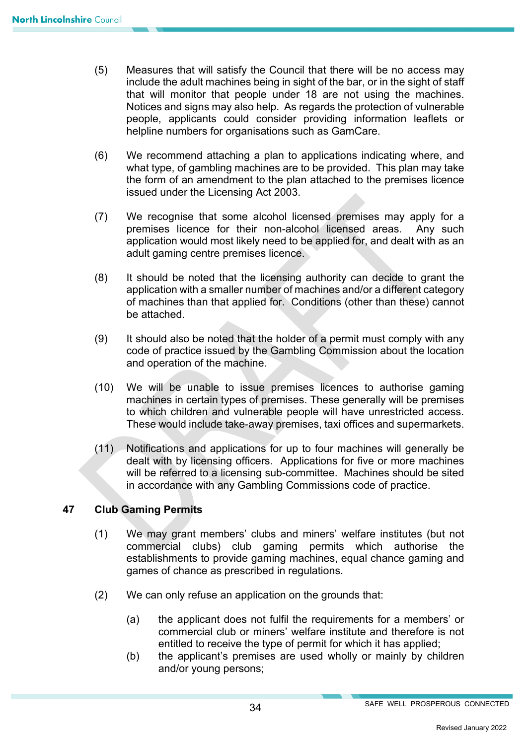(5) Measures that will satisfy the Council that there will be no access may include the adult machines being in sight of the bar, or in the sight of staff that will monitor that people under 18 are not using the machines. Notices and signs may also help. As regards the protection of vulnerable people, applicants could consider providing information leaflets or helpline numbers for organisations such as GamCare.

(6) We recommend attaching a plan to applications indicating where, and what type, of gambling machines are to be provided. This plan may take the form of an amendment to the plan attached to the premises licence issued under the Licensing Act 2003.

(7) We recognise that some alcohol licensed premises may apply for a premises licence for their non-alcohol licensed areas. Any such application would most likely need to be applied for, and dealt with as an adult gaming centre premises licence.

(8) It should be noted that the licensing authority can decide to grant the application with a smaller number of machines and/or a different category of machines than that applied for. Conditions (other than these) cannot be attached.

(9) It should also be noted that the holder of a permit must comply with any code of practice issued by the Gambling Commission about the location and operation of the machine.

(10) We will be unable to issue premises licences to authorise gaming machines in certain types of premises. These generally will be premises to which children and vulnerable people will have unrestricted access. These would include take-away premises, taxi offices and supermarkets.

(11) Notifications and applications for up to four machines will generally be dealt with by licensing officers. Applications for five or more machines will be referred to a licensing sub-committee. Machines should be sited in accordance with any Gambling Commissions code of practice.

## 47 Club Gaming Permits

(1) We may grant members' clubs and miners' welfare institutes (but not commercial clubs) club gaming permits which authorise the establishments to provide gaming machines, equal chance gaming and games of chance as prescribed in regulations.

(2) We can only refuse an application on the grounds that:

(a) the applicant does not fulfil the requirements for a members' or commercial club or miners' welfare institute and therefore is not entitled to receive the type of permit for which it has applied;

(b) the applicant's premises are used wholly or mainly by children and/or young persons;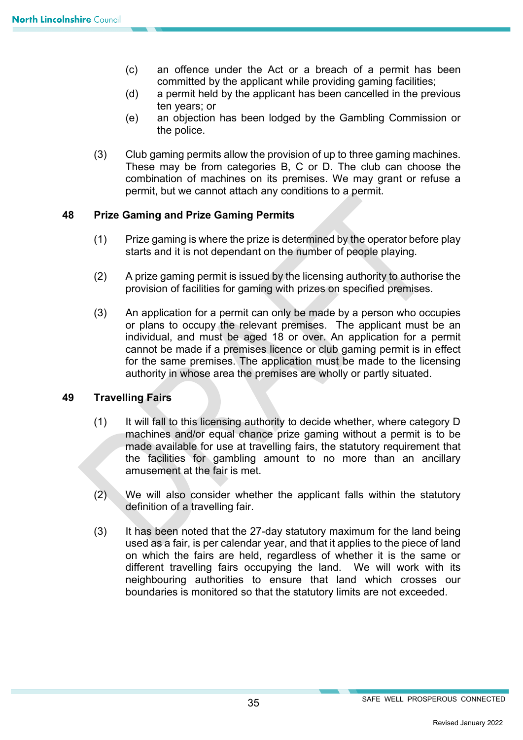(c) an offence under the Act or a breach of a permit has been committed by the applicant while providing gaming facilities;

(d) a permit held by the applicant has been cancelled in the previous ten years; or

(e) an objection has been lodged by the Gambling Commission or the police.

(3) Club gaming permits allow the provision of up to three gaming machines. These may be from categories B, C or D. The club can choose the combination of machines on its premises. We may grant or refuse a permit, but we cannot attach any conditions to a permit.

## 48 Prize Gaming and Prize Gaming Permits

(1) Prize gaming is where the prize is determined by the operator before play starts and it is not dependant on the number of people playing.

(2) A prize gaming permit is issued by the licensing authority to authorise the provision of facilities for gaming with prizes on specified premises.

(3) An application for a permit can only be made by a person who occupies or plans to occupy the relevant premises. The applicant must be an individual, and must be aged 18 or over. An application for a permit cannot be made if a premises licence or club gaming permit is in effect for the same premises. The application must be made to the licensing authority in whose area the premises are wholly or partly situated.

## 49 Travelling Fairs

(1) It will fall to this licensing authority to decide whether, where category D machines and/or equal chance prize gaming without a permit is to be made available for use at travelling fairs, the statutory requirement that the facilities for gambling amount to no more than an ancillary amusement at the fair is met.

(2) We will also consider whether the applicant falls within the statutory definition of a travelling fair.

(3) It has been noted that the 27-day statutory maximum for the land being used as a fair, is per calendar year, and that it applies to the piece of land on which the fairs are held, regardless of whether it is the same or different travelling fairs occupying the land. We will work with its neighbouring authorities to ensure that land which crosses our boundaries is monitored so that the statutory limits are not exceeded.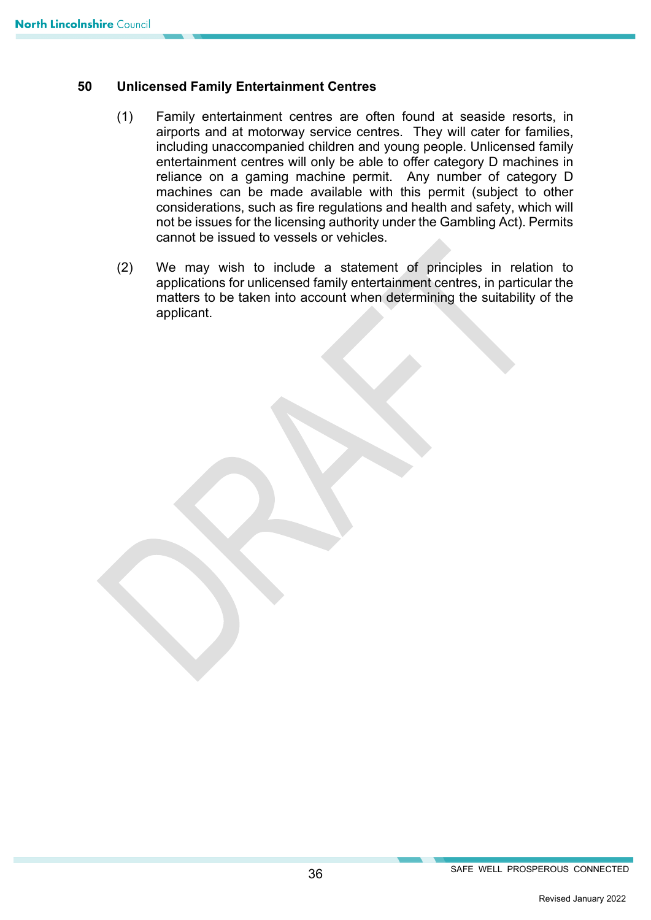## 50 Unlicensed Family Entertainment Centres

(1) Family entertainment centres are often found at seaside resorts, in airports and at motorway service centres. They will cater for families, including unaccompanied children and young people. Unlicensed family entertainment centres will only be able to offer category D machines in reliance on a gaming machine permit. Any number of category D machines can be made available with this permit (subject to other considerations, such as fire regulations and health and safety, which will not be issues for the licensing authority under the Gambling Act). Permits cannot be issued to vessels or vehicles.

(2) We may wish to include a statement of principles in relation to applications for unlicensed family entertainment centres, in particular the matters to be taken into account when determining the suitability of the applicant.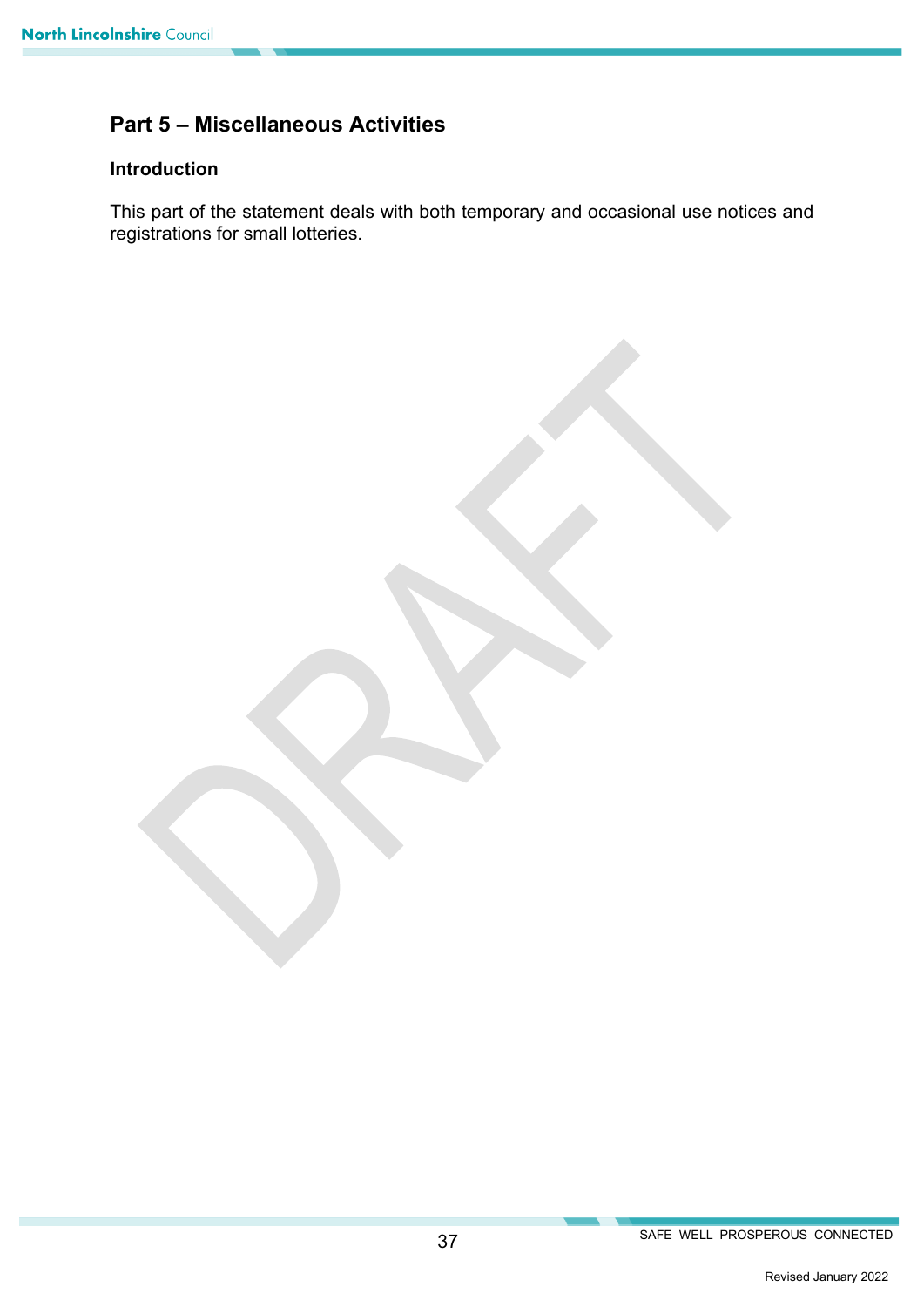## Part 5 – Miscellaneous Activities

### Introduction

This part of the statement deals with both temporary and occasional use notices and registrations for small lotteries.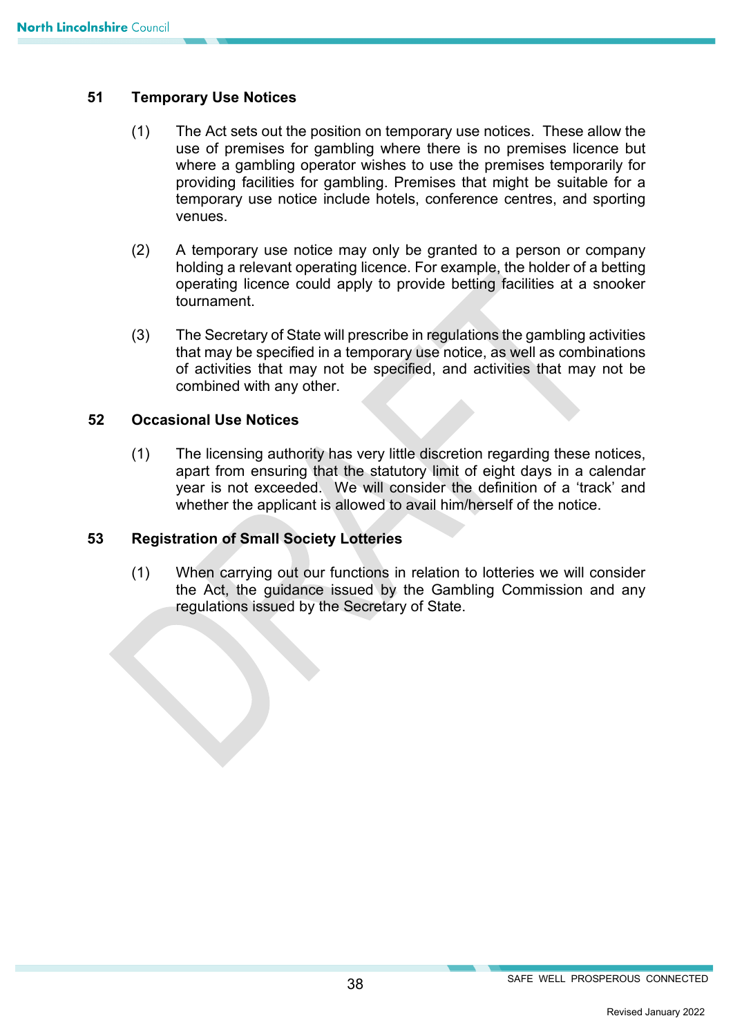## 51 Temporary Use Notices

(1) The Act sets out the position on temporary use notices. These allow the use of premises for gambling where there is no premises licence but where a gambling operator wishes to use the premises temporarily for providing facilities for gambling. Premises that might be suitable for a temporary use notice include hotels, conference centres, and sporting venues.

(2) A temporary use notice may only be granted to a person or company holding a relevant operating licence. For example, the holder of a betting operating licence could apply to provide betting facilities at a snooker tournament.

(3) The Secretary of State will prescribe in regulations the gambling activities that may be specified in a temporary use notice, as well as combinations of activities that may not be specified, and activities that may not be combined with any other.

## 52 Occasional Use Notices

(1) The licensing authority has very little discretion regarding these notices, apart from ensuring that the statutory limit of eight days in a calendar year is not exceeded. We will consider the definition of a 'track' and whether the applicant is allowed to avail him/herself of the notice.

## 53 Registration of Small Society Lotteries

(1) When carrying out our functions in relation to lotteries we will consider the Act, the guidance issued by the Gambling Commission and any regulations issued by the Secretary of State.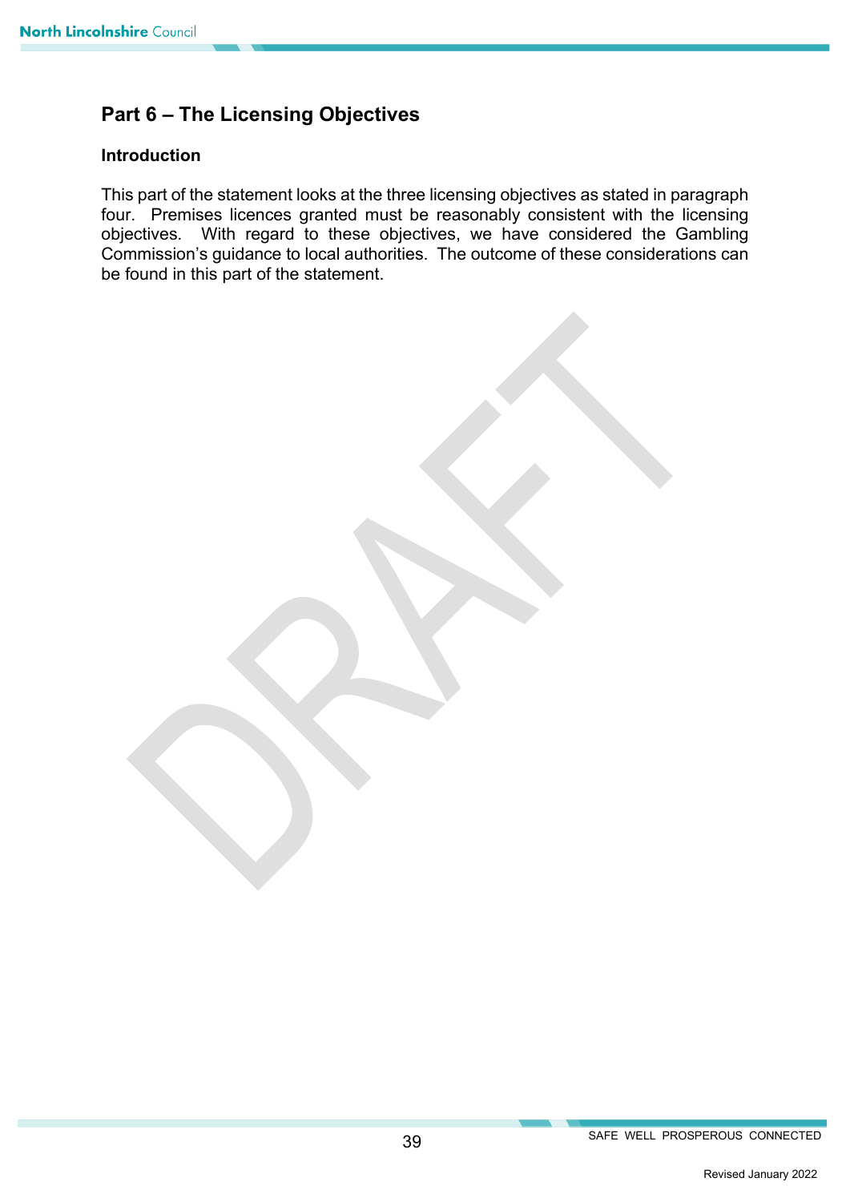## Part 6 – The Licensing Objectives

### Introduction

This part of the statement looks at the three licensing objectives as stated in paragraph four. Premises licences granted must be reasonably consistent with the licensing objectives. With regard to these objectives, we have considered the Gambling Commission's guidance to local authorities. The outcome of these considerations can be found in this part of the statement.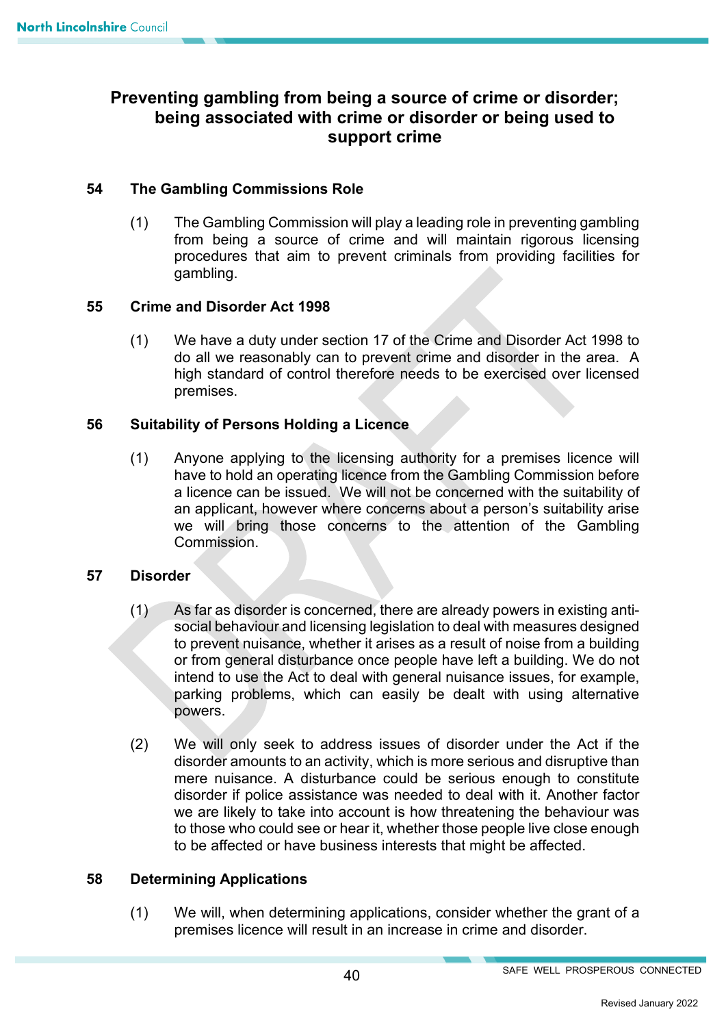## Preventing gambling from being a source of crime or disorder; being associated with crime or disorder or being used to support crime

### 54 The Gambling Commissions Role

(1) The Gambling Commission will play a leading role in preventing gambling from being a source of crime and will maintain rigorous licensing procedures that aim to prevent criminals from providing facilities for gambling.

### 55 Crime and Disorder Act 1998

(1) We have a duty under section 17 of the Crime and Disorder Act 1998 to do all we reasonably can to prevent crime and disorder in the area. A high standard of control therefore needs to be exercised over licensed premises.

### 56 Suitability of Persons Holding a Licence

(1) Anyone applying to the licensing authority for a premises licence will have to hold an operating licence from the Gambling Commission before a licence can be issued. We will not be concerned with the suitability of an applicant, however where concerns about a person's suitability arise we will bring those concerns to the attention of the Gambling Commission.

### 57 Disorder

(1) As far as disorder is concerned, there are already powers in existing anti-social behaviour and licensing legislation to deal with measures designed to prevent nuisance, whether it arises as a result of noise from a building or from general disturbance once people have left a building. We do not intend to use the Act to deal with general nuisance issues, for example, parking problems, which can easily be dealt with using alternative powers.

(2) We will only seek to address issues of disorder under the Act if the disorder amounts to an activity, which is more serious and disruptive than mere nuisance. A disturbance could be serious enough to constitute disorder if police assistance was needed to deal with it. Another factor we are likely to take into account is how threatening the behaviour was to those who could see or hear it, whether those people live close enough to be affected or have business interests that might be affected.

### 58 Determining Applications

(1) We will, when determining applications, consider whether the grant of a premises licence will result in an increase in crime and disorder.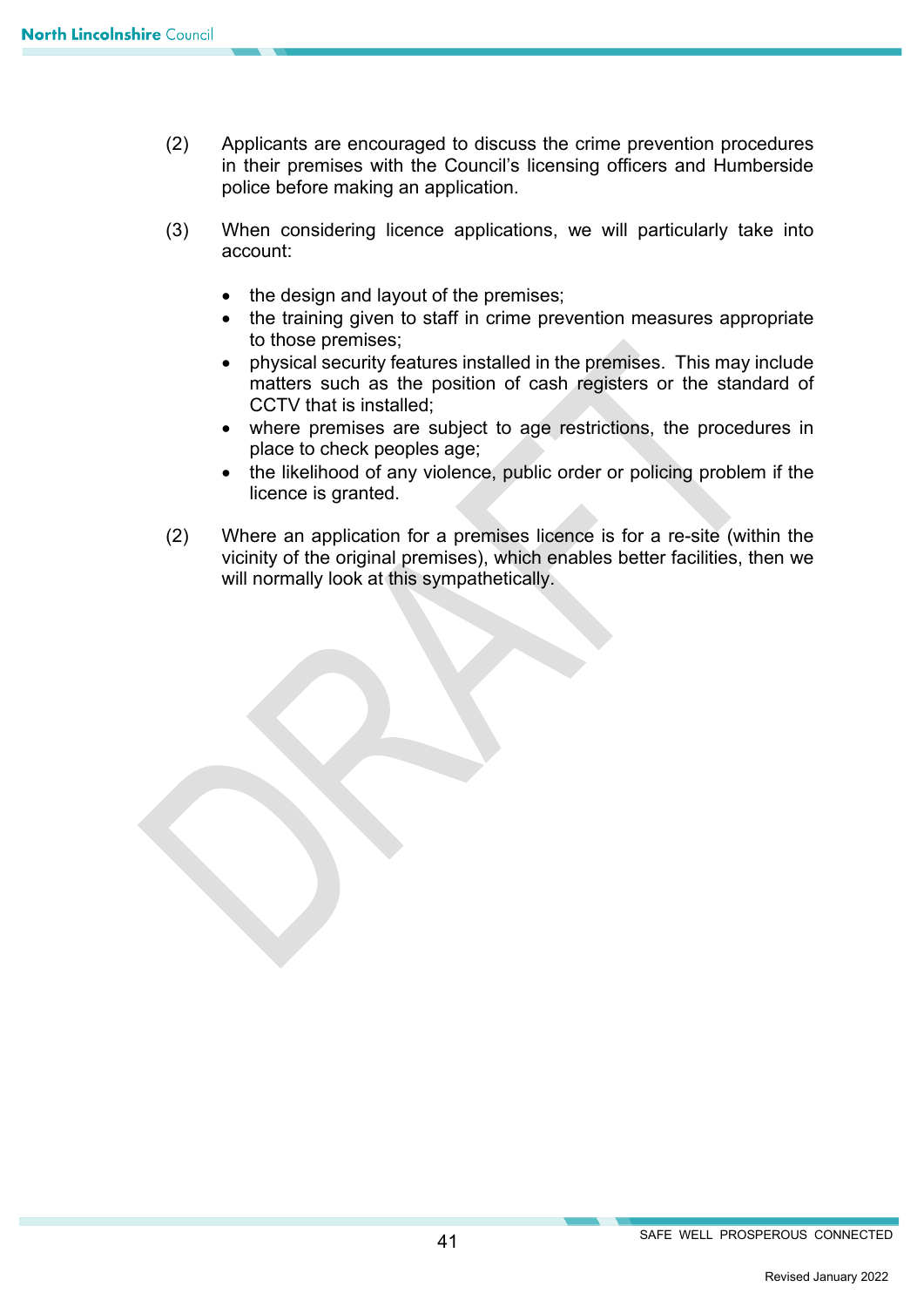(2) Applicants are encouraged to discuss the crime prevention procedures in their premises with the Council's licensing officers and Humberside police before making an application.

(3) When considering licence applications, we will particularly take into account:

- the design and layout of the premises;
- the training given to staff in crime prevention measures appropriate to those premises;
- physical security features installed in the premises. This may include matters such as the position of cash registers or the standard of CCTV that is installed;
- where premises are subject to age restrictions, the procedures in place to check peoples age;
- the likelihood of any violence, public order or policing problem if the licence is granted.

(2) Where an application for a premises licence is for a re-site (within the vicinity of the original premises), which enables better facilities, then we will normally look at this sympathetically.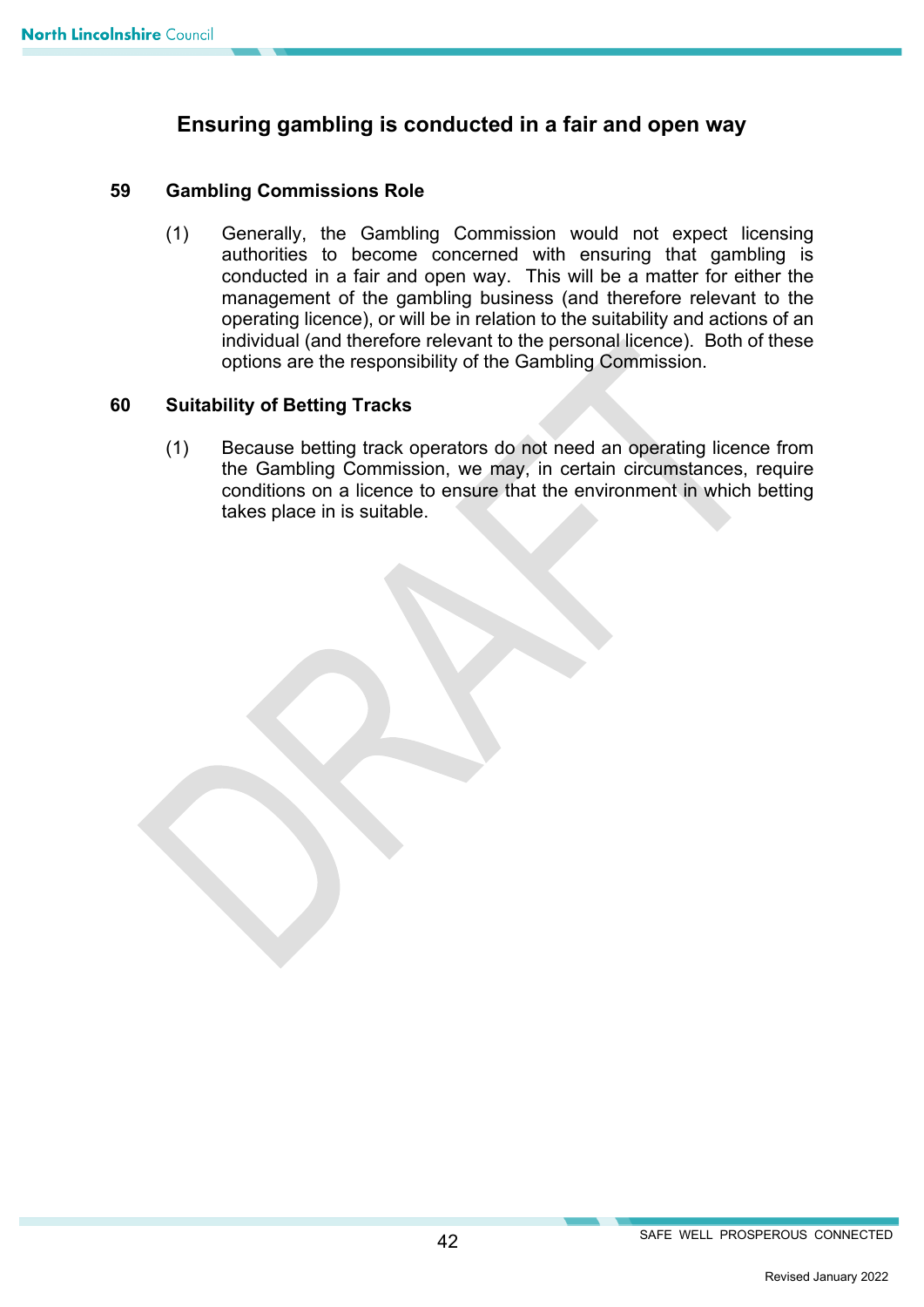## Ensuring gambling is conducted in a fair and open way

### 59 Gambling Commissions Role

(1) Generally, the Gambling Commission would not expect licensing authorities to become concerned with ensuring that gambling is conducted in a fair and open way. This will be a matter for either the management of the gambling business (and therefore relevant to the operating licence), or will be in relation to the suitability and actions of an individual (and therefore relevant to the personal licence). Both of these options are the responsibility of the Gambling Commission.

### 60 Suitability of Betting Tracks

(1) Because betting track operators do not need an operating licence from the Gambling Commission, we may, in certain circumstances, require conditions on a licence to ensure that the environment in which betting takes place in is suitable.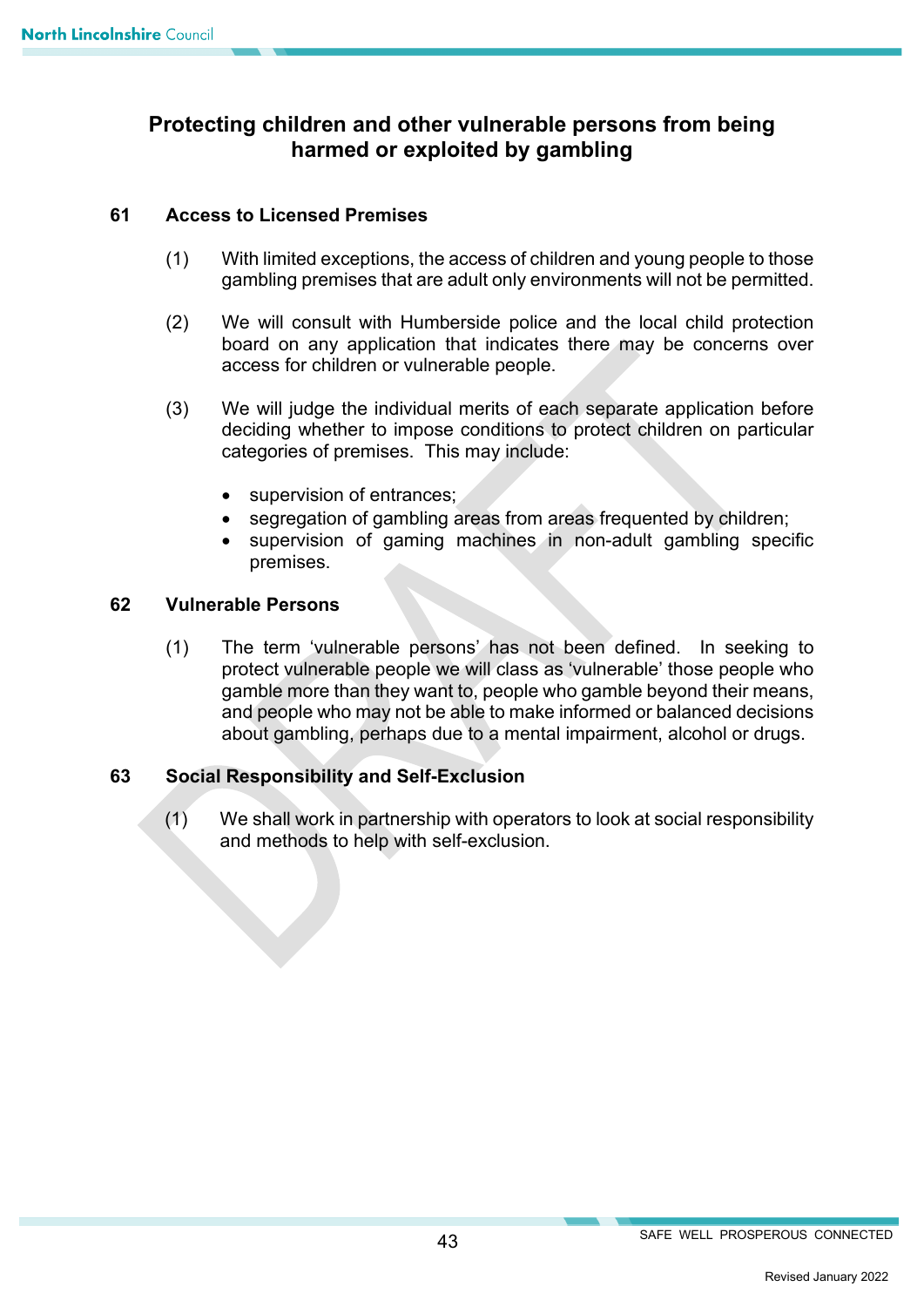## Protecting children and other vulnerable persons from being harmed or exploited by gambling

### 61 Access to Licensed Premises

(1) With limited exceptions, the access of children and young people to those gambling premises that are adult only environments will not be permitted.

(2) We will consult with Humberside police and the local child protection board on any application that indicates there may be concerns over access for children or vulnerable people.

(3) We will judge the individual merits of each separate application before deciding whether to impose conditions to protect children on particular categories of premises. This may include:

- supervision of entrances;
- segregation of gambling areas from areas frequented by children;
- supervision of gaming machines in non-adult gambling specific premises.

### 62 Vulnerable Persons

(1) The term 'vulnerable persons' has not been defined. In seeking to protect vulnerable people we will class as 'vulnerable' those people who gamble more than they want to, people who gamble beyond their means, and people who may not be able to make informed or balanced decisions about gambling, perhaps due to a mental impairment, alcohol or drugs.

### 63 Social Responsibility and Self-Exclusion

(1) We shall work in partnership with operators to look at social responsibility and methods to help with self-exclusion.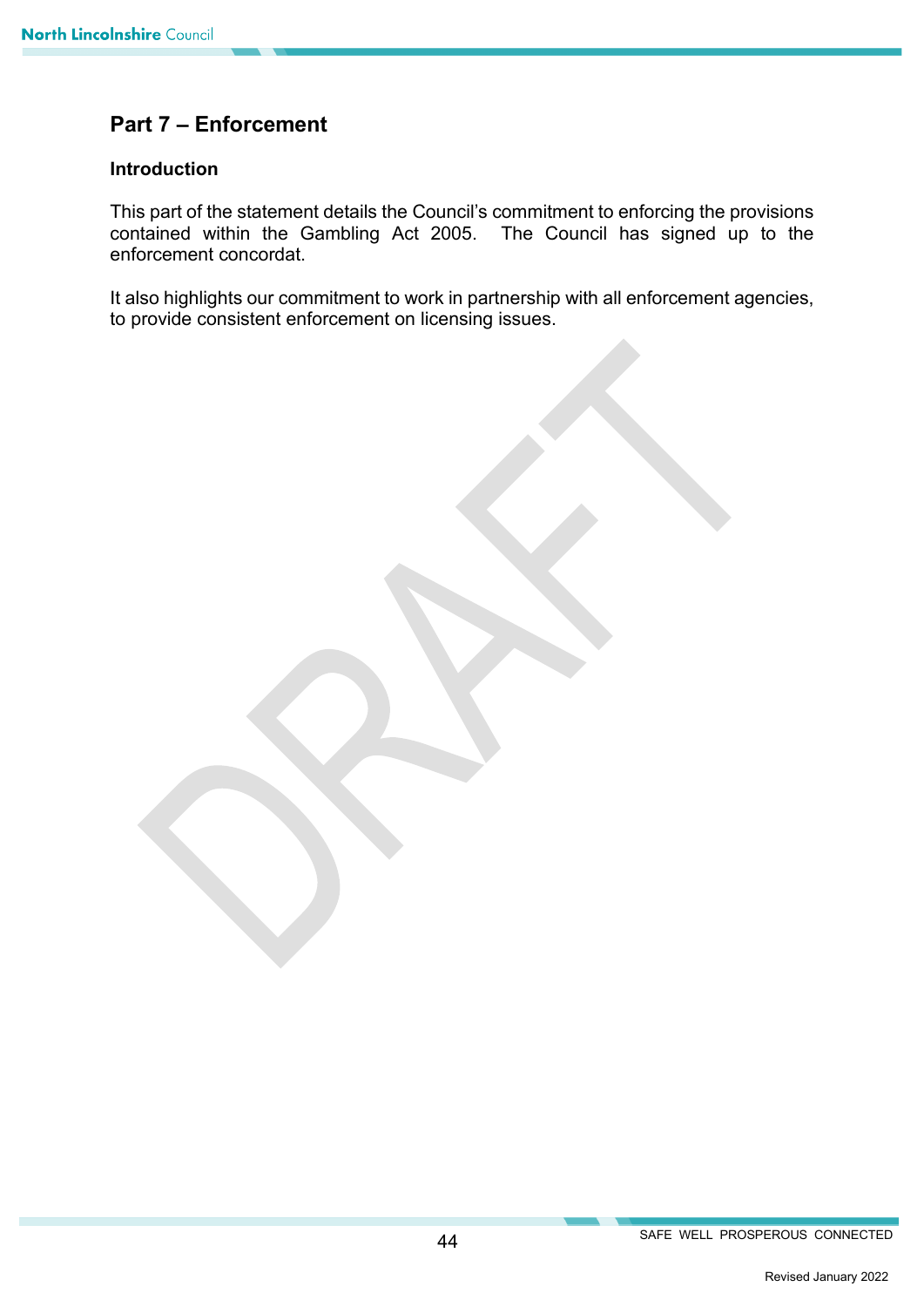## Part 7 – Enforcement

### Introduction

This part of the statement details the Council's commitment to enforcing the provisions contained within the Gambling Act 2005. The Council has signed up to the enforcement concordat.

It also highlights our commitment to work in partnership with all enforcement agencies, to provide consistent enforcement on licensing issues.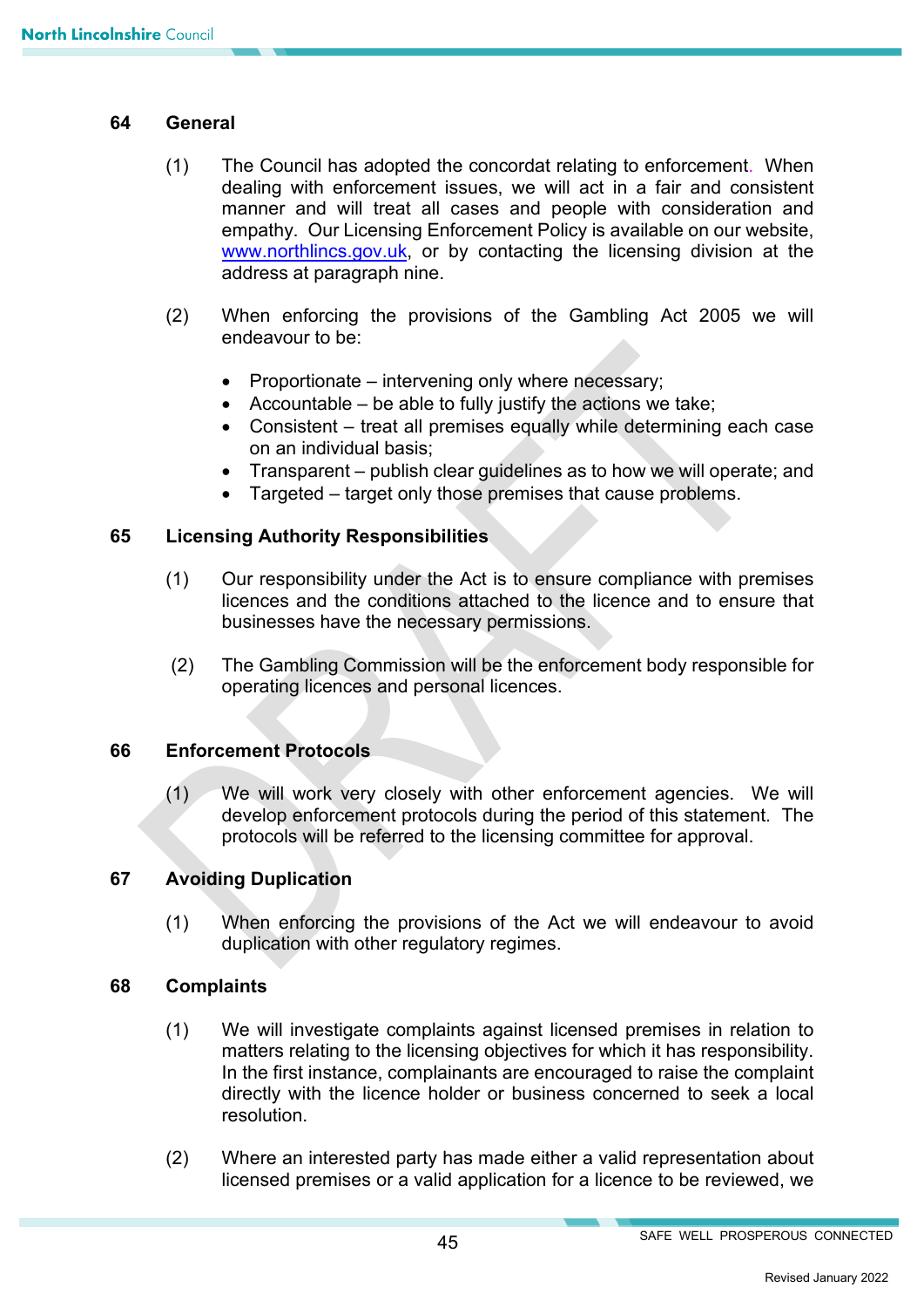## 64 General

(1) The Council has adopted the concordat relating to enforcement. When dealing with enforcement issues, we will act in a fair and consistent manner and will treat all cases and people with consideration and empathy. Our Licensing Enforcement Policy is available on our website, www.northlincs.gov.uk, or by contacting the licensing division at the address at paragraph nine.

(2) When enforcing the provisions of the Gambling Act 2005 we will endeavour to be:

- Proportionate – intervening only where necessary;
- Accountable – be able to fully justify the actions we take;
- Consistent – treat all premises equally while determining each case on an individual basis;
- Transparent – publish clear guidelines as to how we will operate; and
- Targeted – target only those premises that cause problems.

## 65 Licensing Authority Responsibilities

(1) Our responsibility under the Act is to ensure compliance with premises licences and the conditions attached to the licence and to ensure that businesses have the necessary permissions.

(2) The Gambling Commission will be the enforcement body responsible for operating licences and personal licences.

## 66 Enforcement Protocols

(1) We will work very closely with other enforcement agencies. We will develop enforcement protocols during the period of this statement. The protocols will be referred to the licensing committee for approval.

## 67 Avoiding Duplication

(1) When enforcing the provisions of the Act we will endeavour to avoid duplication with other regulatory regimes.

## 68 Complaints

(1) We will investigate complaints against licensed premises in relation to matters relating to the licensing objectives for which it has responsibility. In the first instance, complainants are encouraged to raise the complaint directly with the licence holder or business concerned to seek a local resolution.

(2) Where an interested party has made either a valid representation about licensed premises or a valid application for a licence to be reviewed, we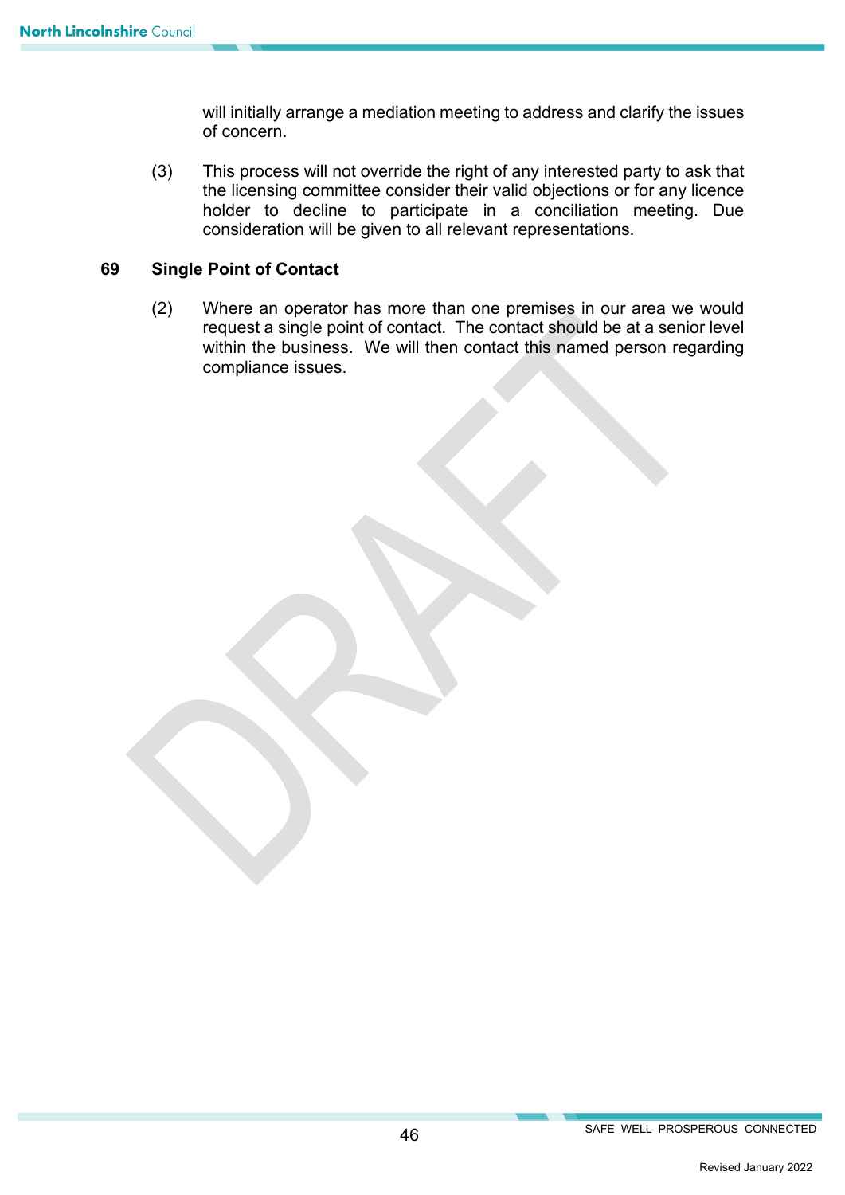will initially arrange a mediation meeting to address and clarify the issues of concern.

(3) This process will not override the right of any interested party to ask that the licensing committee consider their valid objections or for any licence holder to decline to participate in a conciliation meeting. Due consideration will be given to all relevant representations.

## 69 Single Point of Contact

(2) Where an operator has more than one premises in our area we would request a single point of contact. The contact should be at a senior level within the business. We will then contact this named person regarding compliance issues.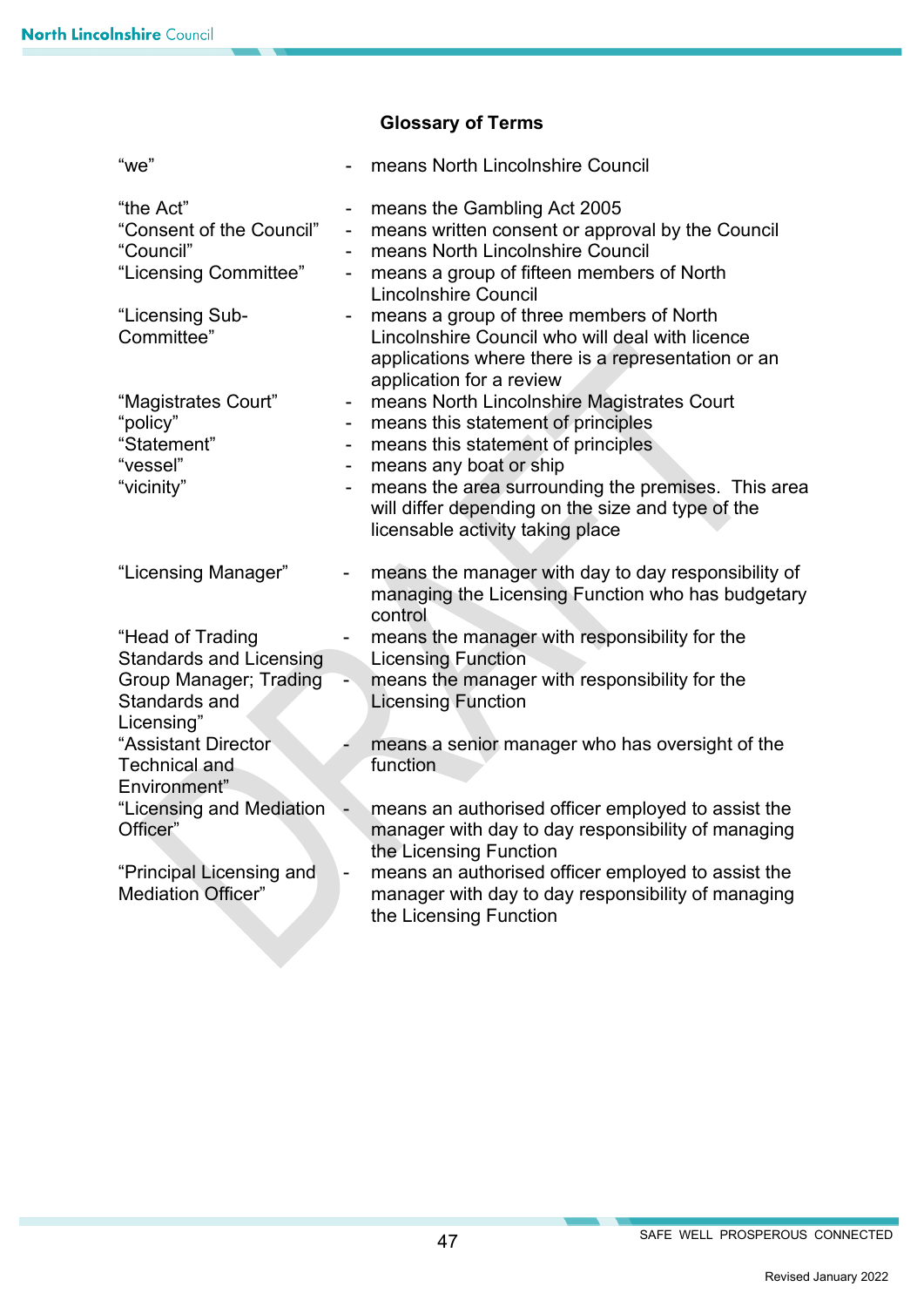## Glossary of Terms

| Term | | Definition |
|---|---|---|
| "we" | - | means North Lincolnshire Council |
| "the Act" | - | means the Gambling Act 2005 |
| "Consent of the Council" | - | means written consent or approval by the Council |
| "Council" | - | means North Lincolnshire Council |
| "Licensing Committee" | - | means a group of fifteen members of North Lincolnshire Council |
| "Licensing Sub-Committee" | - | means a group of three members of North Lincolnshire Council who will deal with licence applications where there is a representation or an application for a review |
| "Magistrates Court" | - | means North Lincolnshire Magistrates Court |
| "policy" | - | means this statement of principles |
| "Statement" | - | means this statement of principles |
| "vessel" | - | means any boat or ship |
| "vicinity" | - | means the area surrounding the premises. This area will differ depending on the size and type of the licensable activity taking place |
| "Licensing Manager" | - | means the manager with day to day responsibility of managing the Licensing Function who has budgetary control |
| "Head of Trading Standards and Licensing | - | means the manager with responsibility for the Licensing Function |
| Group Manager; Trading Standards and Licensing" | - | means the manager with responsibility for the Licensing Function |
| "Assistant Director Technical and Environment" | - | means a senior manager who has oversight of the function |
| "Licensing and Mediation Officer" | - | means an authorised officer employed to assist the manager with day to day responsibility of managing the Licensing Function |
| "Principal Licensing and Mediation Officer" | - | means an authorised officer employed to assist the manager with day to day responsibility of managing the Licensing Function |

Revised January 2022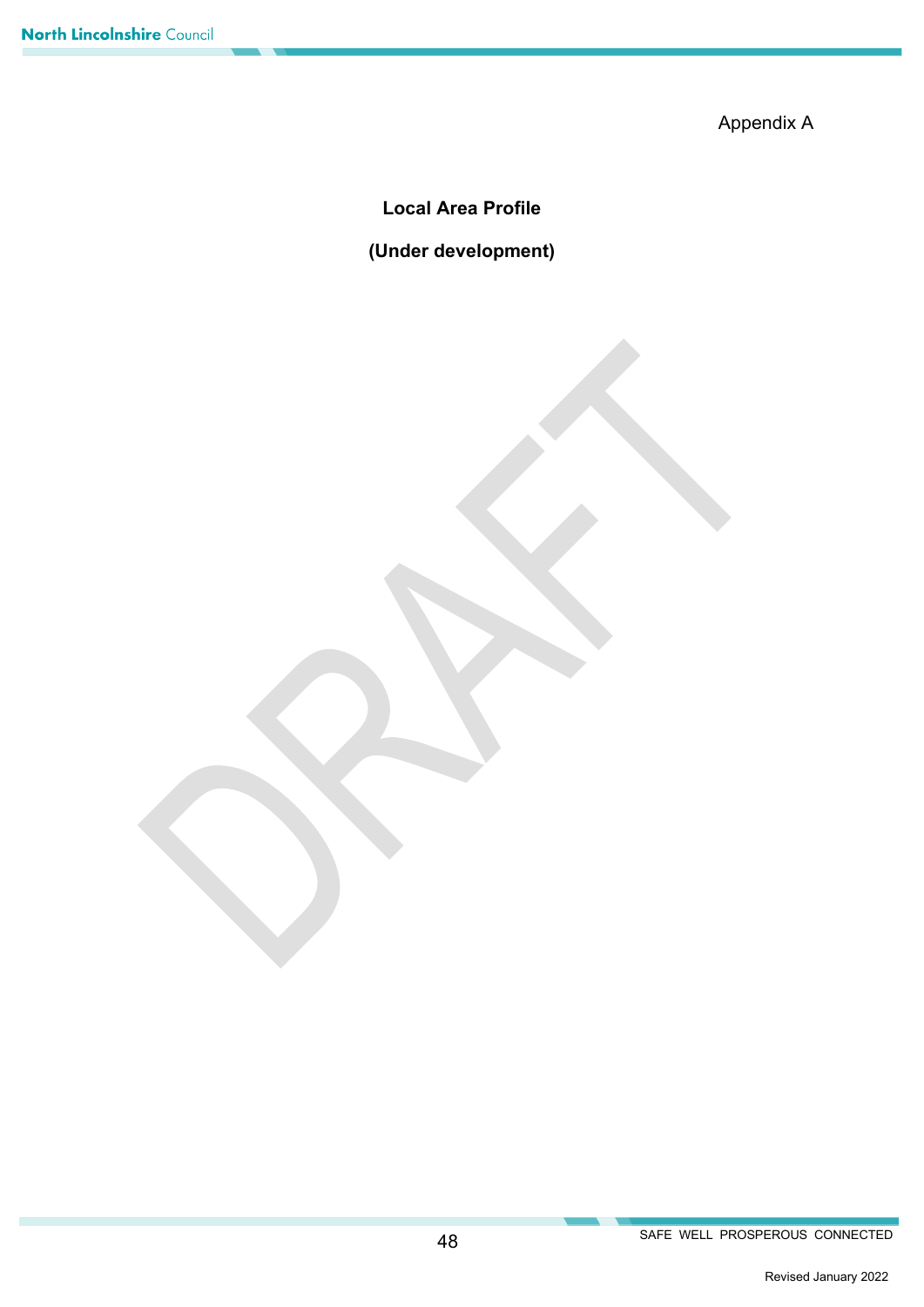Appendix A

**Local Area Profile**

**(Under development)**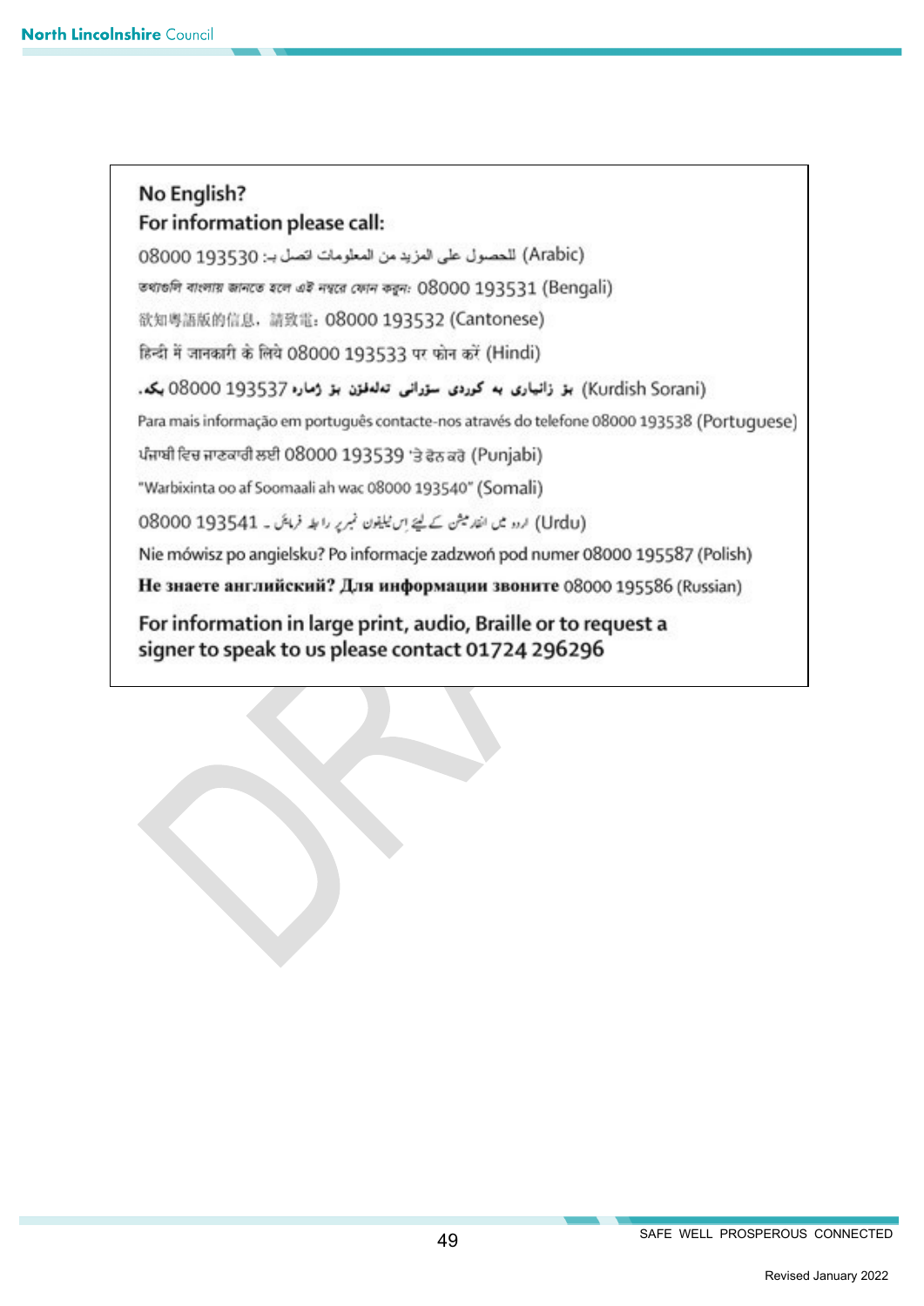**No English?**
**For information please call:**

08000 193530 :للحصول على المزيد من المعلومات اتصل بـ (Arabic)

তথ্যগুলি বাংলায় জানতে হলে এই নম্বরে ফোন করুন: 08000 193531 (Bengali)

欲知粵語版的信息，請致電：08000 193532 (Cantonese)

हिन्दी में जानकारी के लिये 08000 193533 पर फोन करें (Hindi)

بۆ زانیاری بە کوردی سۆرانی تەلەفۆن بۆ ژمارە 08000 193537 بکە. (Kurdish Sorani)

Para mais informação em português contacte-nos através do telefone 08000 193538 (Portuguese)

ਪੰਜਾਬੀ ਵਿਚ ਜਾਣਕਾਰੀ ਲਈ 08000 193539 'ਤੇ ਫੋਨ ਕਰੋ (Punjabi)

"Warbixinta oo af Soomaali ah wac 08000 193540" (Somali)

08000 193541 اردو میں انفارمیشن کے لیے اس ٹیلیفون نمبر پر رابطہ فرمائیں ۔ (Urdu)

Nie mówisz po angielsku? Po informacje zadzwoń pod numer 08000 195587 (Polish)

**Не знаете английский? Для информации звоните** 08000 195586 (Russian)

For information in large print, audio, Braille or to request a signer to speak to us please contact 01724 296296

SAFE WELL PROSPEROUS CONNECTED

Revised January 2022